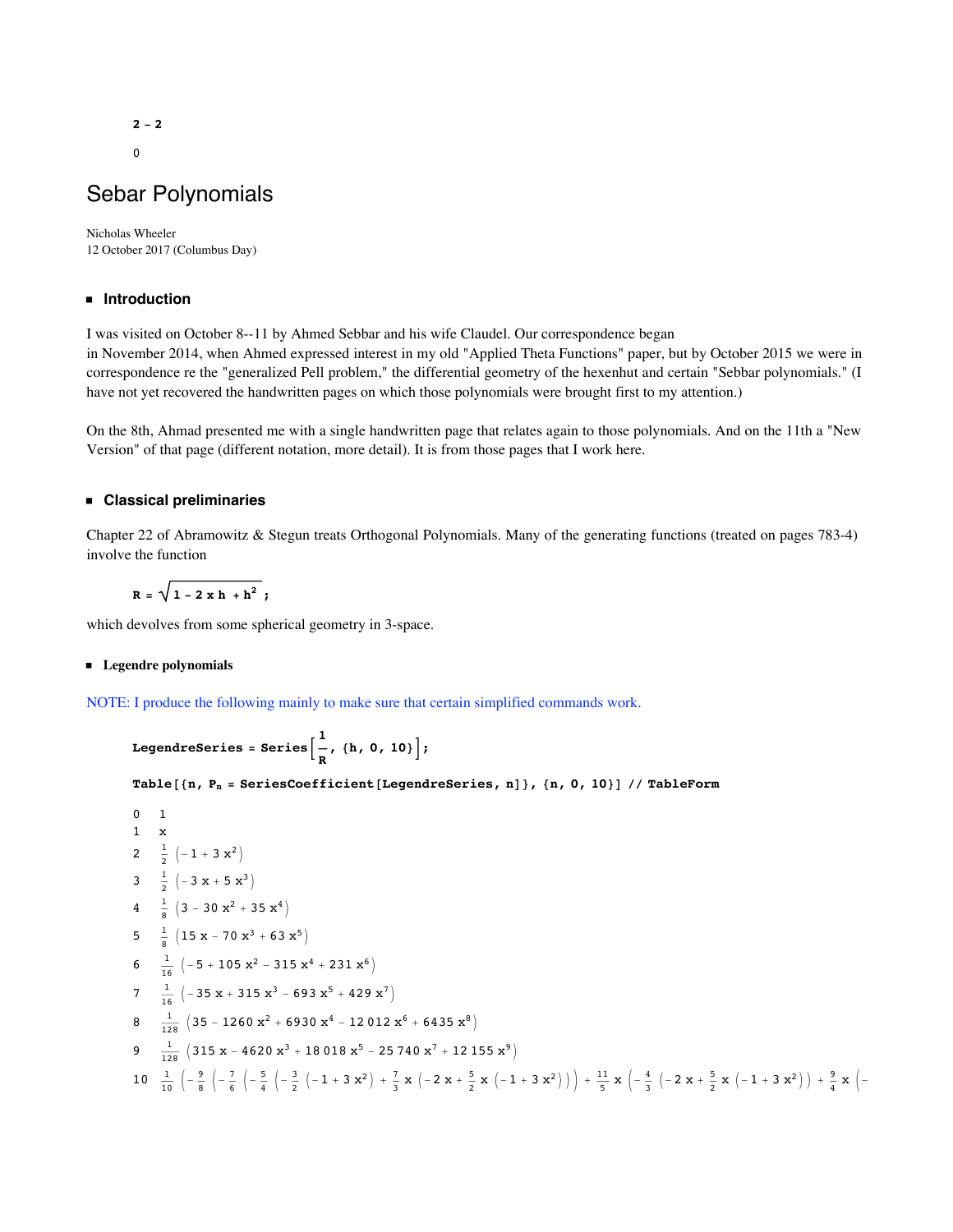**2 - 2**

0

# Sebar Polynomials

Nicholas Wheeler
12 October 2017 (Columbus Day)

## Introduction

I was visited on October 8--11 by Ahmed Sebbar and his wife Claudel. Our correspondence began in November 2014, when Ahmed expressed interest in my old "Applied Theta Functions" paper, but by October 2015 we were in correspondence re the "generalized Pell problem," the differential geometry of the hexenhut and certain "Sebbar polynomials." (I have not yet recovered the handwritten pages on which those polynomials were brought first to my attention.)

On the 8th, Ahmad presented me with a single handwritten page that relates again to those polynomials. And on the 11th a "New Version" of that page (different notation, more detail). It is from those pages that I work here.

## Classical preliminaries

Chapter 22 of Abramowitz & Stegun treats Orthogonal Polynomials. Many of the generating functions (treated on pages 783-4) involve the function

```
R = Sqrt[1 - 2 x h + h^2];
```

$$R = \sqrt{1 - 2\,x\,h + h^2};$$

which devolves from some spherical geometry in 3-space.

### Legendre polynomials

NOTE: I produce the following mainly to make sure that certain simplified commands work.

```
LegendreSeries = Series[1/R, {h, 0, 10}];

Table[{n, P_n = SeriesCoefficient[LegendreSeries, n]}, {n, 0, 10}] // TableForm
```

| | |
|---|---|
| 0 | $1$ |
| 1 | $x$ |
| 2 | $\frac{1}{2}\left(-1+3x^2\right)$ |
| 3 | $\frac{1}{2}\left(-3x+5x^3\right)$ |
| 4 | $\frac{1}{8}\left(3-30x^2+35x^4\right)$ |
| 5 | $\frac{1}{8}\left(15x-70x^3+63x^5\right)$ |
| 6 | $\frac{1}{16}\left(-5+105x^2-315x^4+231x^6\right)$ |
| 7 | $\frac{1}{16}\left(-35x+315x^3-693x^5+429x^7\right)$ |
| 8 | $\frac{1}{128}\left(35-1260x^2+6930x^4-12012x^6+6435x^8\right)$ |
| 9 | $\frac{1}{128}\left(315x-4620x^3+18018x^5-25740x^7+12155x^9\right)$ |
| 10 | $\frac{1}{10}\left(-\frac{9}{8}\left(-\frac{7}{6}\left(-\frac{5}{4}\left(-\frac{3}{2}\left(-1+3x^2\right)+\frac{7}{3}x\left(-2x+\frac{5}{2}x\left(-1+3x^2\right)\right)\right)+\frac{11}{5}x\left(-\frac{4}{3}\left(-2x+\frac{5}{2}x\left(-1+3x^2\right)\right)+\frac{9}{4}x\left(-\right.\right.\right.\right.\right.$ |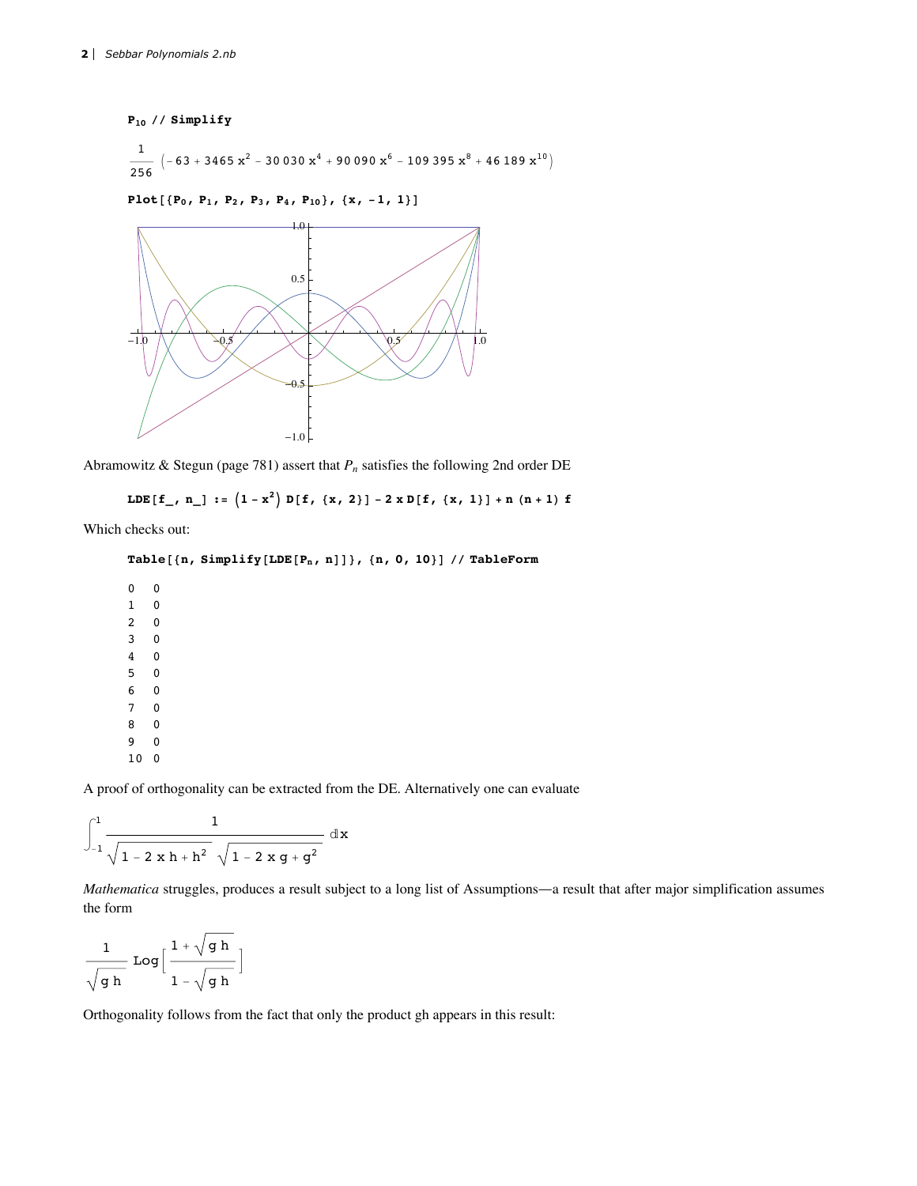```
P10 // Simplify
```

$$\frac{1}{256}\left(-63+3465\,x^2-30\,030\,x^4+90\,090\,x^6-109\,395\,x^8+46\,189\,x^{10}\right)$$

```
Plot[{P0, P1, P2, P3, P4, P10}, {x, -1, 1}]
```

Abramowitz & Stegun (page 781) assert that $P_n$ satisfies the following 2nd order DE

```
LDE[f_, n_] := (1 - x^2) D[f, {x, 2}] - 2 x D[f, {x, 1}] + n (n + 1) f
```

Which checks out:

```
Table[{n, Simplify[LDE[Pn, n]]}, {n, 0, 10}] // TableForm
```

| | |
|---|---|
| 0 | 0 |
| 1 | 0 |
| 2 | 0 |
| 3 | 0 |
| 4 | 0 |
| 5 | 0 |
| 6 | 0 |
| 7 | 0 |
| 8 | 0 |
| 9 | 0 |
| 10 | 0 |

A proof of orthogonality can be extracted from the DE. Alternatively one can evaluate

$$\int_{-1}^{1}\frac{1}{\sqrt{1-2\,x\,h+h^2}\,\sqrt{1-2\,x\,g+g^2}}\,dx$$

*Mathematica* struggles, produces a result subject to a long list of Assumptions—a result that after major simplification assumes the form

$$\frac{1}{\sqrt{g\,h}}\,\text{Log}\left[\frac{1+\sqrt{g\,h}}{1-\sqrt{g\,h}}\right]$$

Orthogonality follows from the fact that only the product gh appears in this result: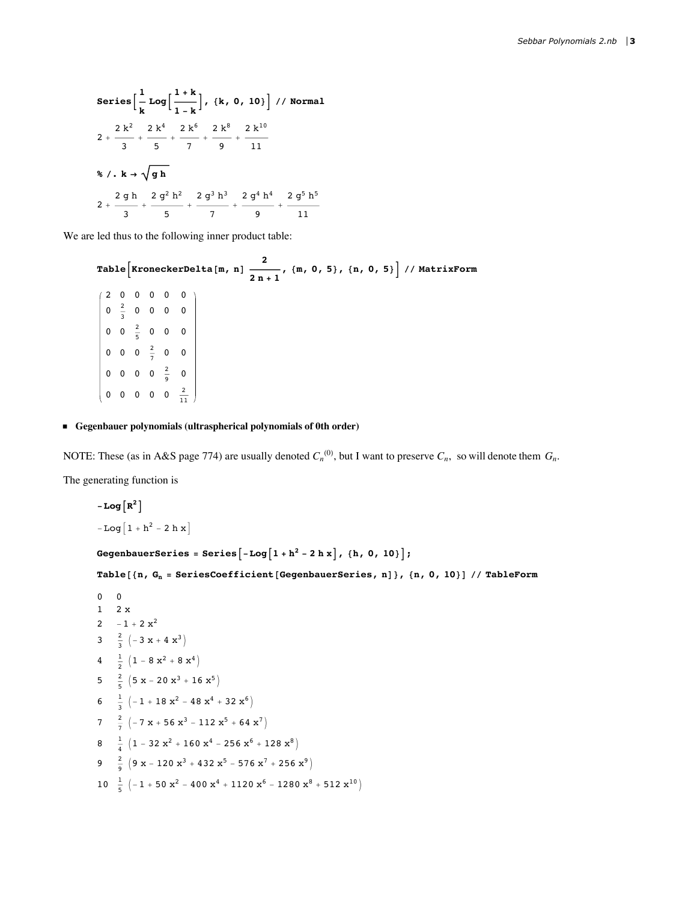```
Series[1/k Log[(1 + k)/(1 - k)], {k, 0, 10}] // Normal
```

$$2 + \frac{2\,k^2}{3} + \frac{2\,k^4}{5} + \frac{2\,k^6}{7} + \frac{2\,k^8}{9} + \frac{2\,k^{10}}{11}$$

```
% /. k → Sqrt[g h]
```

$$2 + \frac{2\,g\,h}{3} + \frac{2\,g^2\,h^2}{5} + \frac{2\,g^3\,h^3}{7} + \frac{2\,g^4\,h^4}{9} + \frac{2\,g^5\,h^5}{11}$$

We are led thus to the following inner product table:

```
Table[KroneckerDelta[m, n] 2/(2 n + 1), {m, 0, 5}, {n, 0, 5}] // MatrixForm
```

$$\begin{pmatrix} 2 & 0 & 0 & 0 & 0 & 0 \\ 0 & \frac{2}{3} & 0 & 0 & 0 & 0 \\ 0 & 0 & \frac{2}{5} & 0 & 0 & 0 \\ 0 & 0 & 0 & \frac{2}{7} & 0 & 0 \\ 0 & 0 & 0 & 0 & \frac{2}{9} & 0 \\ 0 & 0 & 0 & 0 & 0 & \frac{2}{11} \end{pmatrix}$$

- **Gegenbauer polynomials (ultraspherical polynomials of 0th order)**

NOTE: These (as in A&S page 774) are usually denoted $C_n^{(0)}$, but I want to preserve $C_n$, so will denote them $G_n$.

The generating function is

```
-Log[R^2]
```

$$-\mathrm{Log}\left[1 + h^2 - 2\,h\,x\right]$$

```
GegenbauerSeries = Series[-Log[1 + h^2 - 2 h x], {h, 0, 10}];

Table[{n, G_n = SeriesCoefficient[GegenbauerSeries, n]}, {n, 0, 10}] // TableForm
```

| | |
|---|---|
| 0 | $0$ |
| 1 | $2\,x$ |
| 2 | $-1 + 2\,x^2$ |
| 3 | $\frac{2}{3}\left(-3\,x + 4\,x^3\right)$ |
| 4 | $\frac{1}{2}\left(1 - 8\,x^2 + 8\,x^4\right)$ |
| 5 | $\frac{2}{5}\left(5\,x - 20\,x^3 + 16\,x^5\right)$ |
| 6 | $\frac{1}{3}\left(-1 + 18\,x^2 - 48\,x^4 + 32\,x^6\right)$ |
| 7 | $\frac{2}{7}\left(-7\,x + 56\,x^3 - 112\,x^5 + 64\,x^7\right)$ |
| 8 | $\frac{1}{4}\left(1 - 32\,x^2 + 160\,x^4 - 256\,x^6 + 128\,x^8\right)$ |
| 9 | $\frac{2}{9}\left(9\,x - 120\,x^3 + 432\,x^5 - 576\,x^7 + 256\,x^9\right)$ |
| 10 | $\frac{1}{5}\left(-1 + 50\,x^2 - 400\,x^4 + 1120\,x^6 - 1280\,x^8 + 512\,x^{10}\right)$ |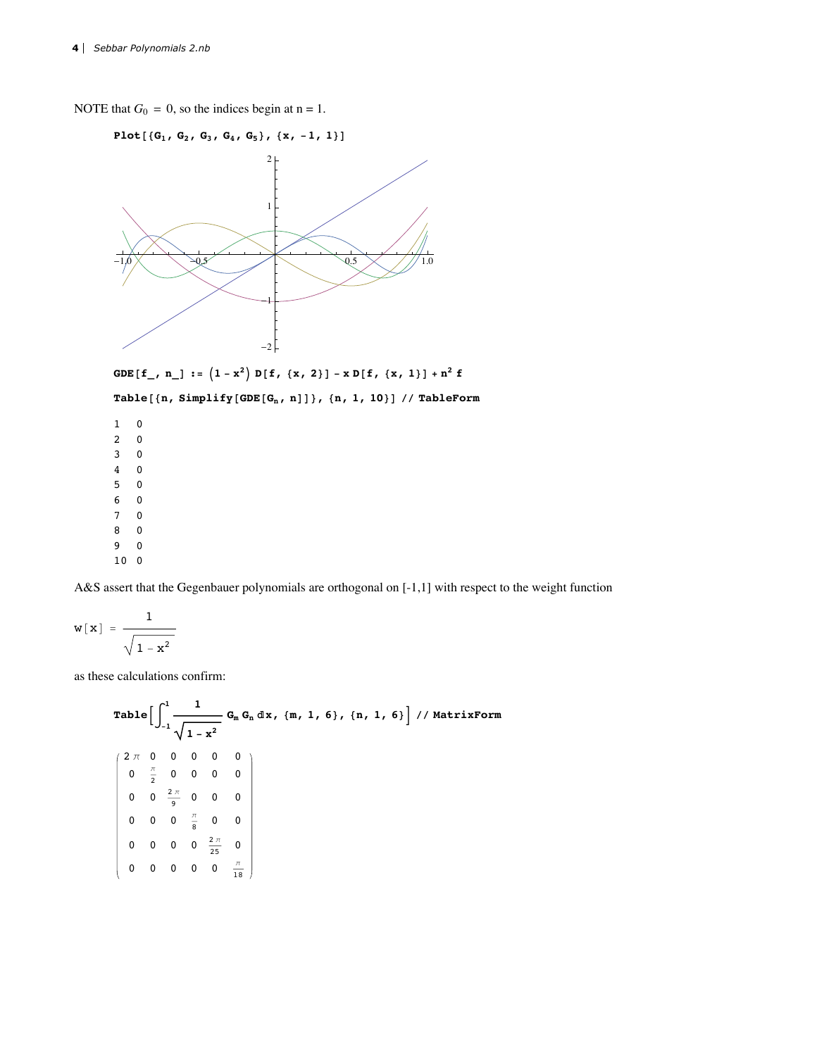NOTE that $G_0 = 0$, so the indices begin at n = 1.

```
Plot[{G1, G2, G3, G4, G5}, {x, -1, 1}]
```

```
GDE[f_, n_] := (1 - x^2) D[f, {x, 2}] - x D[f, {x, 1}] + n^2 f
```

```
Table[{n, Simplify[GDE[Gn, n]]}, {n, 1, 10}] // TableForm
```

```
1   0
2   0
3   0
4   0
5   0
6   0
7   0
8   0
9   0
10  0
```

A&S assert that the Gegenbauer polynomials are orthogonal on [-1,1] with respect to the weight function

$$w[x] = \frac{1}{\sqrt{1 - x^2}}$$

as these calculations confirm:

```
Table[∫_{-1}^{1} 1/Sqrt[1 - x^2] Gm Gn dx, {m, 1, 6}, {n, 1, 6}] // MatrixForm
```

$$\begin{pmatrix} 2\pi & 0 & 0 & 0 & 0 & 0 \\ 0 & \frac{\pi}{2} & 0 & 0 & 0 & 0 \\ 0 & 0 & \frac{2\pi}{9} & 0 & 0 & 0 \\ 0 & 0 & 0 & \frac{\pi}{8} & 0 & 0 \\ 0 & 0 & 0 & 0 & \frac{2\pi}{25} & 0 \\ 0 & 0 & 0 & 0 & 0 & \frac{\pi}{18} \end{pmatrix}$$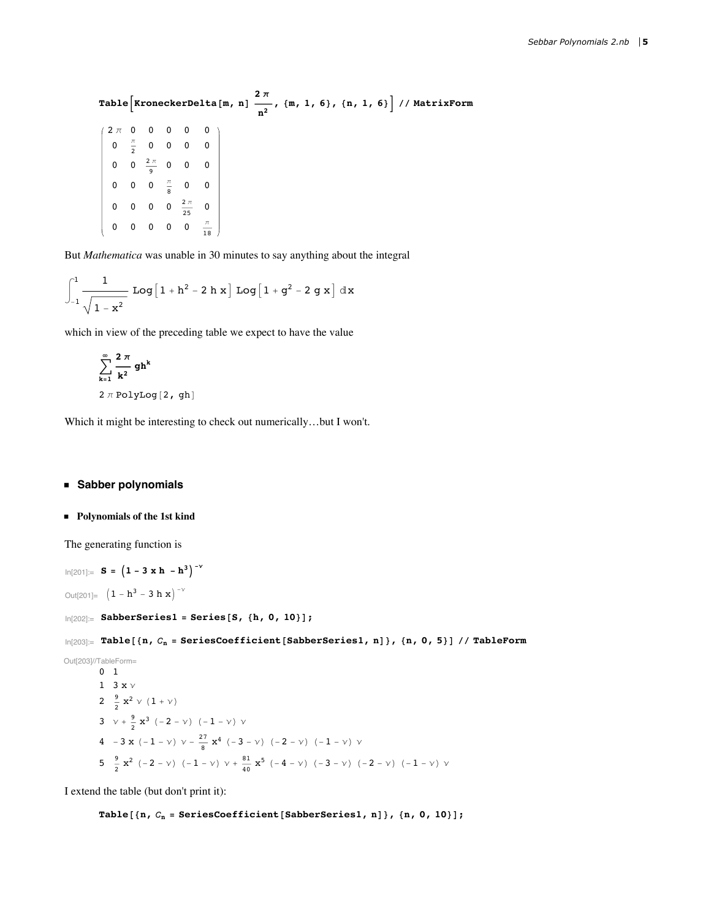```
Table[KroneckerDelta[m, n] 2π/n^2, {m, 1, 6}, {n, 1, 6}] // MatrixForm
```

$$\begin{pmatrix} 2\pi & 0 & 0 & 0 & 0 & 0 \\ 0 & \frac{\pi}{2} & 0 & 0 & 0 & 0 \\ 0 & 0 & \frac{2\pi}{9} & 0 & 0 & 0 \\ 0 & 0 & 0 & \frac{\pi}{8} & 0 & 0 \\ 0 & 0 & 0 & 0 & \frac{2\pi}{25} & 0 \\ 0 & 0 & 0 & 0 & 0 & \frac{\pi}{18} \end{pmatrix}$$

But *Mathematica* was unable in 30 minutes to say anything about the integral

$$\int_{-1}^{1} \frac{1}{\sqrt{1-x^2}} \operatorname{Log}\left[1 + h^2 - 2\,h\,x\right] \operatorname{Log}\left[1 + g^2 - 2\,g\,x\right] \,dx$$

which in view of the preceding table we expect to have the value

$$\sum_{k=1}^{\infty} \frac{2\pi}{k^2} gh^k$$

$2\,\pi$ PolyLog[2, gh]

Which it might be interesting to check out numerically…but I won't.

## Sabber polynomials

### Polynomials of the 1st kind

The generating function is

```
In[201]:= S = (1 - 3 x h - h^3)^-ν
Out[201]= (1 - h^3 - 3 h x)^-ν
In[202]:= SabberSeries1 = Series[S, {h, 0, 10}];
In[203]:= Table[{n, C_n = SeriesCoefficient[SabberSeries1, n]}, {n, 0, 5}] // TableForm
Out[203]//TableForm=
```

| | |
|---|---|
| 0 | $1$ |
| 1 | $3\,x\,\nu$ |
| 2 | $\frac{9}{2}\,x^2\,\nu\,(1+\nu)$ |
| 3 | $\nu + \frac{9}{2}\,x^3\,(-2-\nu)\,(-1-\nu)\,\nu$ |
| 4 | $-3\,x\,(-1-\nu)\,\nu - \frac{27}{8}\,x^4\,(-3-\nu)\,(-2-\nu)\,(-1-\nu)\,\nu$ |
| 5 | $\frac{9}{2}\,x^2\,(-2-\nu)\,(-1-\nu)\,\nu + \frac{81}{40}\,x^5\,(-4-\nu)\,(-3-\nu)\,(-2-\nu)\,(-1-\nu)\,\nu$ |

I extend the table (but don't print it):

```
Table[{n, C_n = SeriesCoefficient[SabberSeries1, n]}, {n, 0, 10}];
```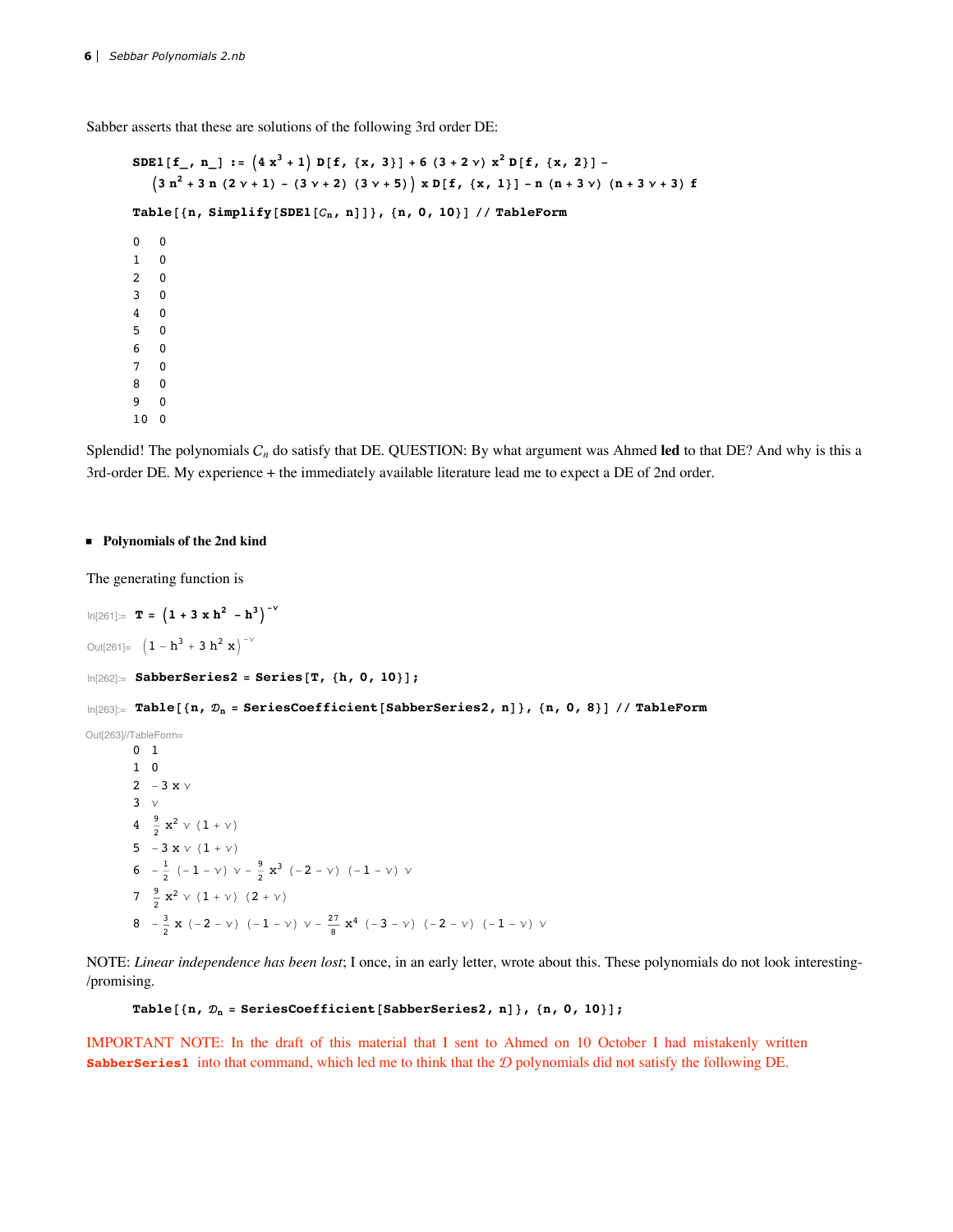Sabber asserts that these are solutions of the following 3rd order DE:

```
SDE1[f_, n_] := (4 x^3 + 1) D[f, {x, 3}] + 6 (3 + 2 ν) x^2 D[f, {x, 2}] -
   (3 n^2 + 3 n (2 ν + 1) - (3 ν + 2) (3 ν + 5)) x D[f, {x, 1}] - n (n + 3 ν) (n + 3 ν + 3) f

Table[{n, Simplify[SDE1[𝒞n, n]]}, {n, 0, 10}] // TableForm
```

| | |
|---|---|
| 0 | 0 |
| 1 | 0 |
| 2 | 0 |
| 3 | 0 |
| 4 | 0 |
| 5 | 0 |
| 6 | 0 |
| 7 | 0 |
| 8 | 0 |
| 9 | 0 |
| 10 | 0 |

Splendid! The polynomials $\mathcal{C}_n$ do satisfy that DE. QUESTION: By what argument was Ahmed **led** to that DE? And why is this a 3rd-order DE. My experience + the immediately available literature lead me to expect a DE of 2nd order.

- **Polynomials of the 2nd kind**

The generating function is

```
In[261]:= T = (1 + 3 x h^2 - h^3)^-ν

Out[261]= (1 - h^3 + 3 h^2 x)^-ν

In[262]:= SabberSeries2 = Series[T, {h, 0, 10}];

In[263]:= Table[{n, 𝒟n = SeriesCoefficient[SabberSeries2, n]}, {n, 0, 8}] // TableForm
```

Out[263]//TableForm=

| $n$ | $\mathcal{D}_n$ |
|---|---|
| 0 | $1$ |
| 1 | $0$ |
| 2 | $-3\,x\,\nu$ |
| 3 | $\nu$ |
| 4 | $\frac{9}{2}\,x^2\,\nu\,(1+\nu)$ |
| 5 | $-3\,x\,\nu\,(1+\nu)$ |
| 6 | $-\frac{1}{2}\,(-1-\nu)\,\nu-\frac{9}{2}\,x^3\,(-2-\nu)\,(-1-\nu)\,\nu$ |
| 7 | $\frac{9}{2}\,x^2\,\nu\,(1+\nu)\,(2+\nu)$ |
| 8 | $-\frac{3}{2}\,x\,(-2-\nu)\,(-1-\nu)\,\nu-\frac{27}{8}\,x^4\,(-3-\nu)\,(-2-\nu)\,(-1-\nu)\,\nu$ |

NOTE: *Linear independence has been lost*; I once, in an early letter, wrote about this. These polynomials do not look interesting-/promising.

```
Table[{n, 𝒟n = SeriesCoefficient[SabberSeries2, n]}, {n, 0, 10}];
```

IMPORTANT NOTE: In the draft of this material that I sent to Ahmed on 10 October I had mistakenly written `SabberSeries1` into that command, which led me to think that the $\mathcal{D}$ polynomials did not satisfy the following DE.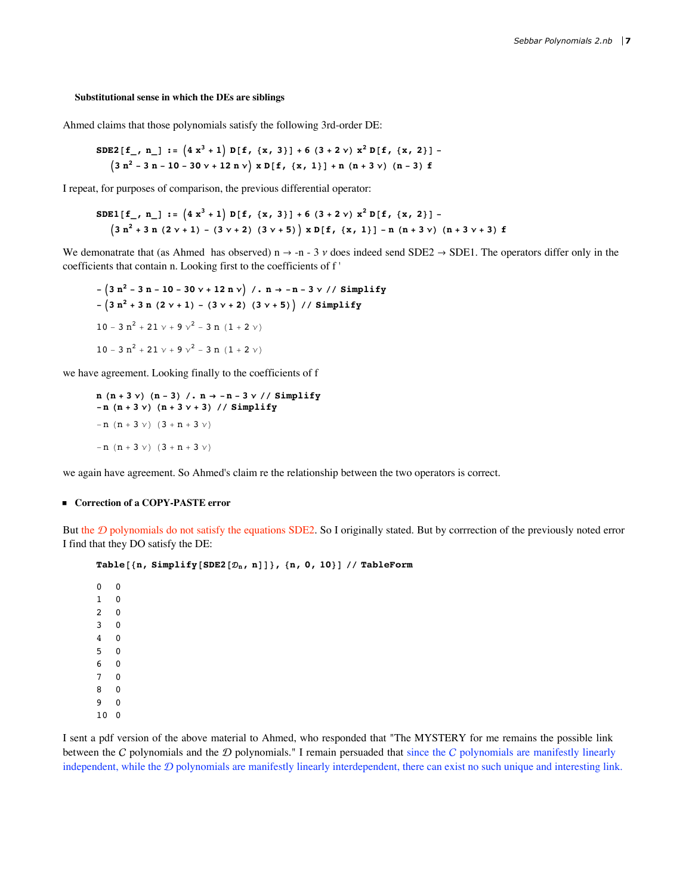**Substitutional sense in which the DEs are siblings**

Ahmed claims that those polynomials satisfy the following 3rd-order DE:

```
SDE2[f_, n_] := (4 x^3 + 1) D[f, {x, 3}] + 6 (3 + 2 ν) x^2 D[f, {x, 2}] -
   (3 n^2 - 3 n - 10 - 30 ν + 12 n ν) x D[f, {x, 1}] + n (n + 3 ν) (n - 3) f
```

I repeat, for purposes of comparison, the previous differential operator:

```
SDE1[f_, n_] := (4 x^3 + 1) D[f, {x, 3}] + 6 (3 + 2 ν) x^2 D[f, {x, 2}] -
   (3 n^2 + 3 n (2 ν + 1) - (3 ν + 2) (3 ν + 5)) x D[f, {x, 1}] - n (n + 3 ν) (n + 3 ν + 3) f
```

We demonatrate that (as Ahmed has observed) $n \to -n - 3\,\nu$ does indeed send SDE2 → SDE1. The operators differ only in the coefficients that contain n. Looking first to the coefficients of f '

```
- (3 n^2 - 3 n - 10 - 30 ν + 12 n ν) /. n → -n - 3 ν // Simplify
- (3 n^2 + 3 n (2 ν + 1) - (3 ν + 2) (3 ν + 5)) // Simplify
```

$10 - 3\,n^2 + 21\,\nu + 9\,\nu^2 - 3\,n\,(1 + 2\,\nu)$

$10 - 3\,n^2 + 21\,\nu + 9\,\nu^2 - 3\,n\,(1 + 2\,\nu)$

we have agreement. Looking finally to the coefficients of f

```
n (n + 3 ν) (n - 3) /. n → -n - 3 ν // Simplify
-n (n + 3 ν) (n + 3 ν + 3) // Simplify
```

$-n\,(n + 3\,\nu)\,(3 + n + 3\,\nu)$

$-n\,(n + 3\,\nu)\,(3 + n + 3\,\nu)$

we again have agreement. So Ahmed's claim re the relationship between the two operators is correct.

- **Correction of a COPY-PASTE error**

But the $\mathcal{D}$ polynomials do not satisfy the equations SDE2. So I originally stated. But by corrrection of the previously noted error I find that they DO satisfy the DE:

```
Table[{n, Simplify[SDE2[𝒟n, n]]}, {n, 0, 10}] // TableForm
```

| | |
|---|---|
| 0 | 0 |
| 1 | 0 |
| 2 | 0 |
| 3 | 0 |
| 4 | 0 |
| 5 | 0 |
| 6 | 0 |
| 7 | 0 |
| 8 | 0 |
| 9 | 0 |
| 10 | 0 |

I sent a pdf version of the above material to Ahmed, who responded that "The MYSTERY for me remains the possible link between the $\mathcal{C}$ polynomials and the $\mathcal{D}$ polynomials." I remain persuaded that since the $\mathcal{C}$ polynomials are manifestly linearly independent, while the $\mathcal{D}$ polynomials are manifestly linearly interdependent, there can exist no such unique and interesting link.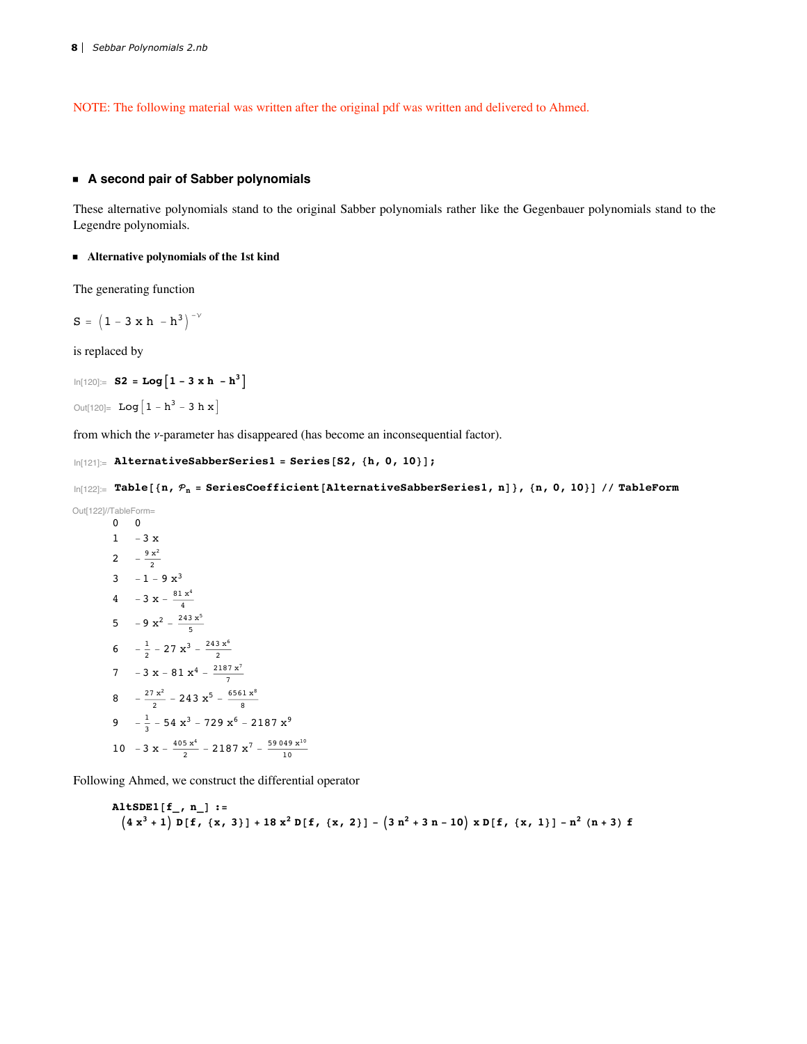NOTE: The following material was written after the original pdf was written and delivered to Ahmed.

## A second pair of Sabber polynomials

These alternative polynomials stand to the original Sabber polynomials rather like the Gegenbauer polynomials stand to the Legendre polynomials.

### Alternative polynomials of the 1st kind

The generating function

$$S = \left(1 - 3\,x\,h\; - h^3\right)^{-\nu}$$

is replaced by

```
In[120]:= S2 = Log[1 - 3 x h - h^3]
```

```
Out[120]= Log[1 - h^3 - 3 h x]
```

from which the $\nu$-parameter has disappeared (has become an inconsequential factor).

```
In[121]:= AlternativeSabberSeries1 = Series[S2, {h, 0, 10}];
```

```
In[122]:= Table[{n, 𝒫n = SeriesCoefficient[AlternativeSabberSeries1, n]}, {n, 0, 10}] // TableForm
```

Out[122]//TableForm=

| | |
|---|---|
| 0 | $0$ |
| 1 | $-3\,x$ |
| 2 | $-\frac{9\,x^2}{2}$ |
| 3 | $-1 - 9\,x^3$ |
| 4 | $-3\,x - \frac{81\,x^4}{4}$ |
| 5 | $-9\,x^2 - \frac{243\,x^5}{5}$ |
| 6 | $-\frac{1}{2} - 27\,x^3 - \frac{243\,x^6}{2}$ |
| 7 | $-3\,x - 81\,x^4 - \frac{2187\,x^7}{7}$ |
| 8 | $-\frac{27\,x^2}{2} - 243\,x^5 - \frac{6561\,x^8}{8}$ |
| 9 | $-\frac{1}{3} - 54\,x^3 - 729\,x^6 - 2187\,x^9$ |
| 10 | $-3\,x - \frac{405\,x^4}{2} - 2187\,x^7 - \frac{59\,049\,x^{10}}{10}$ |

Following Ahmed, we construct the differential operator

```
AltSDE1[f_, n_] :=
  (4 x^3 + 1) D[f, {x, 3}] + 18 x^2 D[f, {x, 2}] - (3 n^2 + 3 n - 10) x D[f, {x, 1}] - n^2 (n + 3) f
```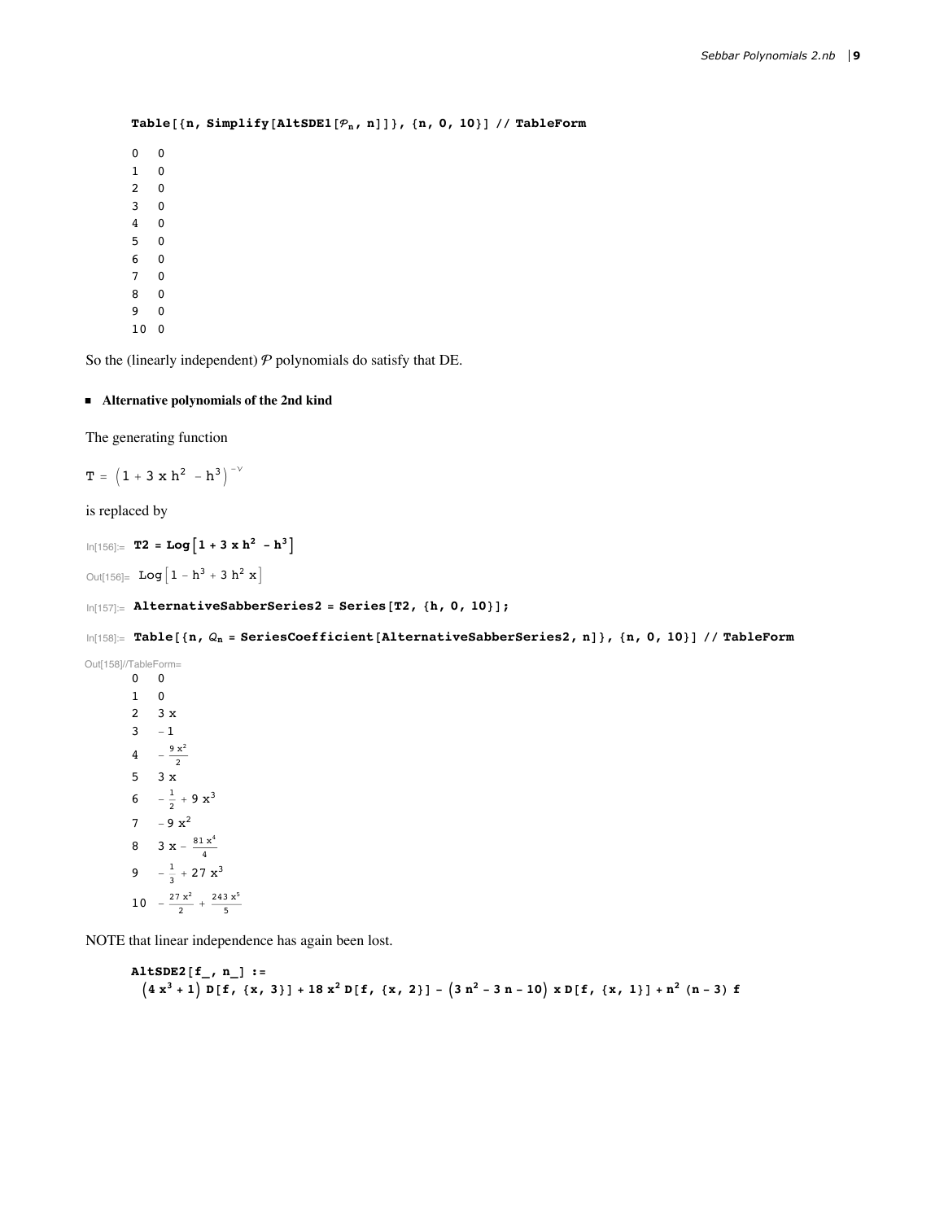```
Table[{n, Simplify[AltSDE1[𝒫n, n]]}, {n, 0, 10}] // TableForm
```

| | |
|---|---|
| 0 | 0 |
| 1 | 0 |
| 2 | 0 |
| 3 | 0 |
| 4 | 0 |
| 5 | 0 |
| 6 | 0 |
| 7 | 0 |
| 8 | 0 |
| 9 | 0 |
| 10 | 0 |

So the (linearly independent) $\mathcal{P}$ polynomials do satisfy that DE.

### Alternative polynomials of the 2nd kind

The generating function

$$T = \left(1 + 3\,x\,h^2 - h^3\right)^{-\nu}$$

is replaced by

```
In[156]:= T2 = Log[1 + 3 x h^2 - h^3]
Out[156]= Log[1 - h^3 + 3 h^2 x]
In[157]:= AlternativeSabberSeries2 = Series[T2, {h, 0, 10}];
In[158]:= Table[{n, 𝒬n = SeriesCoefficient[AlternativeSabberSeries2, n]}, {n, 0, 10}] // TableForm
```

Out[158]//TableForm=

| | |
|---|---|
| 0 | $0$ |
| 1 | $0$ |
| 2 | $3\,x$ |
| 3 | $-1$ |
| 4 | $-\frac{9\,x^2}{2}$ |
| 5 | $3\,x$ |
| 6 | $-\frac{1}{2} + 9\,x^3$ |
| 7 | $-9\,x^2$ |
| 8 | $3\,x - \frac{81\,x^4}{4}$ |
| 9 | $-\frac{1}{3} + 27\,x^3$ |
| 10 | $-\frac{27\,x^2}{2} + \frac{243\,x^5}{5}$ |

NOTE that linear independence has again been lost.

```
AltSDE2[f_, n_] :=
  (4 x^3 + 1) D[f, {x, 3}] + 18 x^2 D[f, {x, 2}] - (3 n^2 - 3 n - 10) x D[f, {x, 1}] + n^2 (n - 3) f
```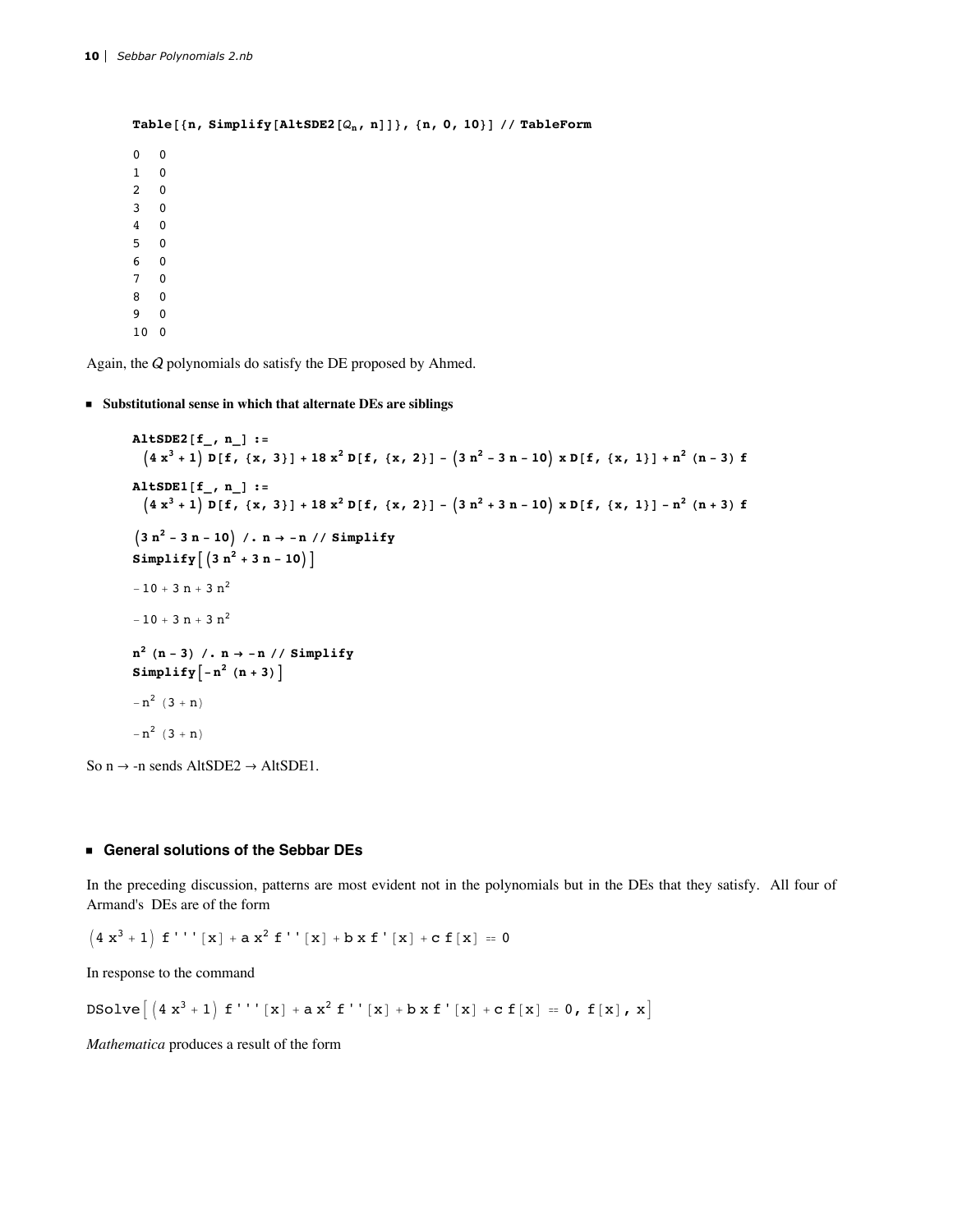```
Table[{n, Simplify[AltSDE2[Qn, n]]}, {n, 0, 10}] // TableForm
```

```
0   0
1   0
2   0
3   0
4   0
5   0
6   0
7   0
8   0
9   0
10  0
```

Again, the $Q$ polynomials do satisfy the DE proposed by Ahmed.

- **Substitutional sense in which that alternate DEs are siblings**

```
AltSDE2[f_, n_] :=
  (4 x^3 + 1) D[f, {x, 3}] + 18 x^2 D[f, {x, 2}] - (3 n^2 - 3 n - 10) x D[f, {x, 1}] + n^2 (n - 3) f

AltSDE1[f_, n_] :=
  (4 x^3 + 1) D[f, {x, 3}] + 18 x^2 D[f, {x, 2}] - (3 n^2 + 3 n - 10) x D[f, {x, 1}] - n^2 (n + 3) f

(3 n^2 - 3 n - 10) /. n → -n // Simplify
Simplify[(3 n^2 + 3 n - 10)]

-10 + 3 n + 3 n^2

-10 + 3 n + 3 n^2

n^2 (n - 3) /. n → -n // Simplify
Simplify[-n^2 (n + 3)]

-n^2 (3 + n)

-n^2 (3 + n)
```

So n → -n sends AltSDE2 → AltSDE1.

## General solutions of the Sebbar DEs

In the preceding discussion, patterns are most evident not in the polynomials but in the DEs that they satisfy. All four of Armand's DEs are of the form

```
(4 x^3 + 1) f'''[x] + a x^2 f''[x] + b x f'[x] + c f[x] == 0
```

In response to the command

```
DSolve[(4 x^3 + 1) f'''[x] + a x^2 f''[x] + b x f'[x] + c f[x] == 0, f[x], x]
```

*Mathematica* produces a result of the form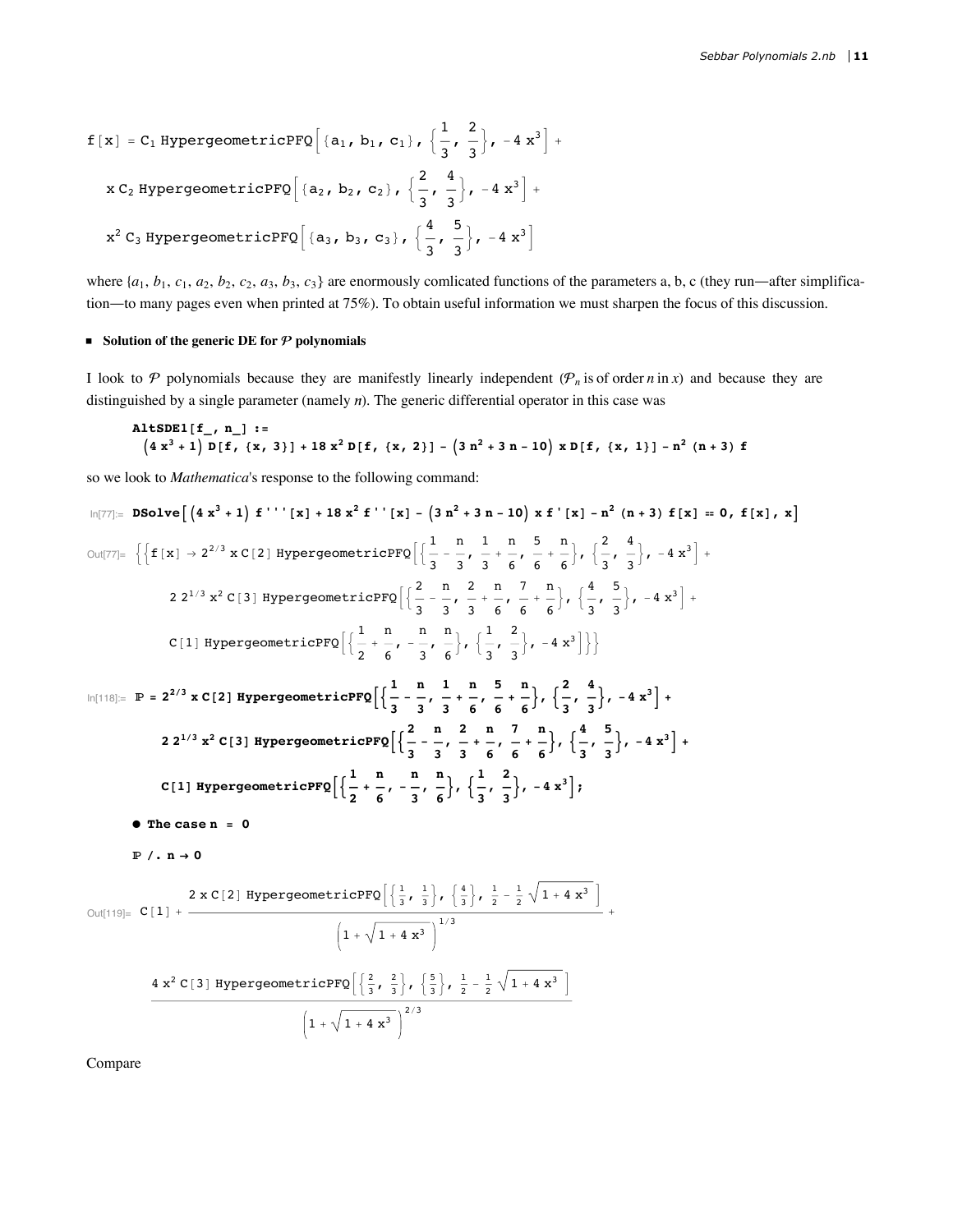```
f[x] = C₁ HypergeometricPFQ[{a₁, b₁, c₁}, {1/3, 2/3}, -4 x³] +
   x C₂ HypergeometricPFQ[{a₂, b₂, c₂}, {2/3, 4/3}, -4 x³] +
   x² C₃ HypergeometricPFQ[{a₃, b₃, c₃}, {4/3, 5/3}, -4 x³]
```

where $\{a_1, b_1, c_1, a_2, b_2, c_2, a_3, b_3, c_3\}$ are enormously comlicated functions of the parameters a, b, c (they run—after simplification—to many pages even when printed at 75%). To obtain useful information we must sharpen the focus of this discussion.

### Solution of the generic DE for $\mathcal{P}$ polynomials

I look to $\mathcal{P}$ polynomials because they are manifestly linearly independent ($\mathcal{P}_n$ is of order $n$ in $x$) and because they are distinguished by a single parameter (namely $n$). The generic differential operator in this case was

```
AltSDE1[f_, n_] :=
  (4 x^3 + 1) D[f, {x, 3}] + 18 x^2 D[f, {x, 2}] - (3 n^2 + 3 n - 10) x D[f, {x, 1}] - n^2 (n + 3) f
```

so we look to *Mathematica*'s response to the following command:

```
In[77]:= DSolve[(4 x^3 + 1) f'''[x] + 18 x^2 f''[x] - (3 n^2 + 3 n - 10) x f'[x] - n^2 (n + 3) f[x] == 0, f[x], x]

Out[77]= {{f[x] → 2^(2/3) x C[2] HypergeometricPFQ[{1/3 - n/3, 1/3 + n/6, 5/6 + n/6}, {2/3, 4/3}, -4 x^3] +
      2 2^(1/3) x^2 C[3] HypergeometricPFQ[{2/3 - n/3, 2/3 + n/6, 7/6 + n/6}, {4/3, 5/3}, -4 x^3] +
      C[1] HypergeometricPFQ[{1/2 + n/6, -n/3, n/6}, {1/3, 2/3}, -4 x^3]}}

In[118]:= ℙ = 2^(2/3) x C[2] HypergeometricPFQ[{1/3 - n/3, 1/3 + n/6, 5/6 + n/6}, {2/3, 4/3}, -4 x^3] +
      2 2^(1/3) x^2 C[3] HypergeometricPFQ[{2/3 - n/3, 2/3 + n/6, 7/6 + n/6}, {4/3, 5/3}, -4 x^3] +
      C[1] HypergeometricPFQ[{1/2 + n/6, -n/3, n/6}, {1/3, 2/3}, -4 x^3];
```

- **The case n = 0**

```
ℙ /. n → 0

Out[119]= C[1] + (2 x C[2] HypergeometricPFQ[{1/3, 1/3}, {4/3}, 1/2 - 1/2 Sqrt[1 + 4 x^3]]) / (1 + Sqrt[1 + 4 x^3])^(1/3) +
      (4 x^2 C[3] HypergeometricPFQ[{2/3, 2/3}, {5/3}, 1/2 - 1/2 Sqrt[1 + 4 x^3]]) / (1 + Sqrt[1 + 4 x^3])^(2/3)
```

Compare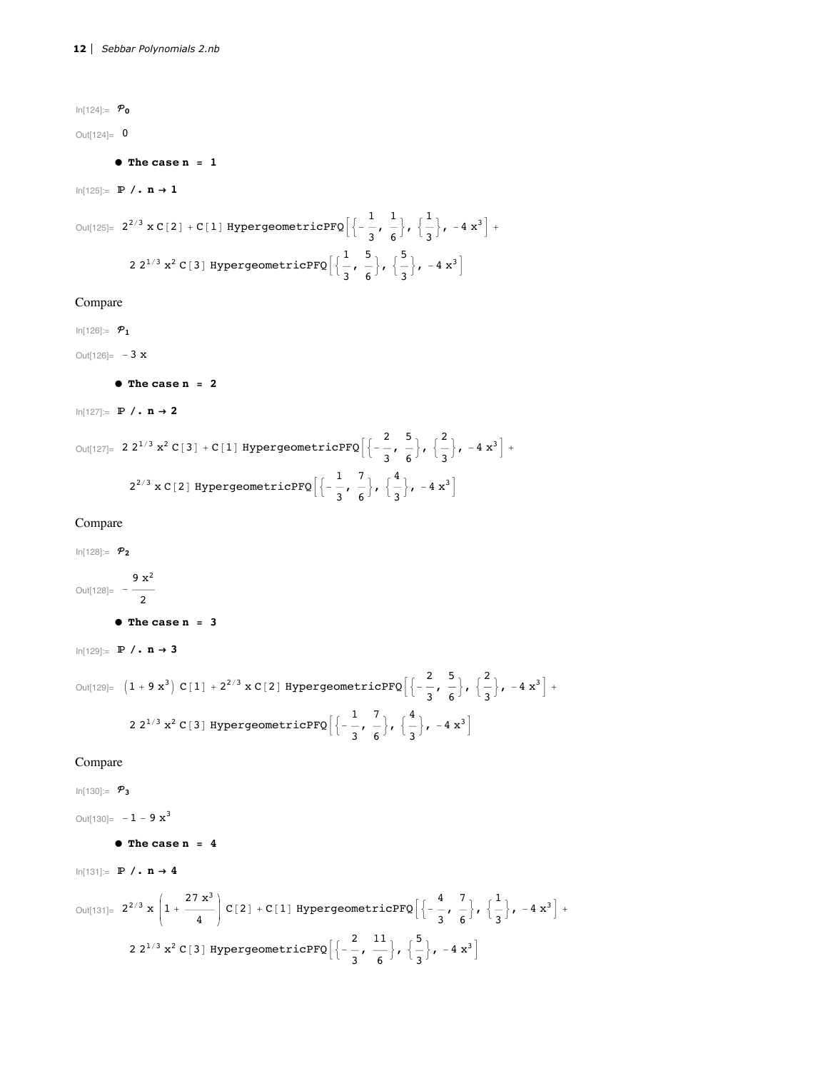In[124]:= $\mathcal{P}_0$

Out[124]= 0

- **The case n = 1**

In[125]:= **ℙ /. n → 1**

Out[125]= $2^{2/3}\, x\, C[2] + C[1]\, \text{HypergeometricPFQ}\left[\left\{-\frac{1}{3}, \frac{1}{6}\right\}, \left\{\frac{1}{3}\right\}, -4\, x^3\right] + 2\, 2^{1/3}\, x^2\, C[3]\, \text{HypergeometricPFQ}\left[\left\{\frac{1}{3}, \frac{5}{6}\right\}, \left\{\frac{5}{3}\right\}, -4\, x^3\right]$

Compare

In[126]:= $\mathcal{P}_1$

Out[126]= $-3\, x$

- **The case n = 2**

In[127]:= **ℙ /. n → 2**

Out[127]= $2\, 2^{1/3}\, x^2\, C[3] + C[1]\, \text{HypergeometricPFQ}\left[\left\{-\frac{2}{3}, \frac{5}{6}\right\}, \left\{\frac{2}{3}\right\}, -4\, x^3\right] + 2^{2/3}\, x\, C[2]\, \text{HypergeometricPFQ}\left[\left\{-\frac{1}{3}, \frac{7}{6}\right\}, \left\{\frac{4}{3}\right\}, -4\, x^3\right]$

Compare

In[128]:= $\mathcal{P}_2$

Out[128]= $-\frac{9\, x^2}{2}$

- **The case n = 3**

In[129]:= **ℙ /. n → 3**

Out[129]= $\left(1 + 9\, x^3\right) C[1] + 2^{2/3}\, x\, C[2]\, \text{HypergeometricPFQ}\left[\left\{-\frac{2}{3}, \frac{5}{6}\right\}, \left\{\frac{2}{3}\right\}, -4\, x^3\right] + 2\, 2^{1/3}\, x^2\, C[3]\, \text{HypergeometricPFQ}\left[\left\{-\frac{1}{3}, \frac{7}{6}\right\}, \left\{\frac{4}{3}\right\}, -4\, x^3\right]$

Compare

In[130]:= $\mathcal{P}_3$

Out[130]= $-1 - 9\, x^3$

- **The case n = 4**

In[131]:= **ℙ /. n → 4**

Out[131]= $2^{2/3}\, x \left(1 + \frac{27\, x^3}{4}\right) C[2] + C[1]\, \text{HypergeometricPFQ}\left[\left\{-\frac{4}{3}, \frac{7}{6}\right\}, \left\{\frac{1}{3}\right\}, -4\, x^3\right] + 2\, 2^{1/3}\, x^2\, C[3]\, \text{HypergeometricPFQ}\left[\left\{-\frac{2}{3}, \frac{11}{6}\right\}, \left\{\frac{5}{3}\right\}, -4\, x^3\right]$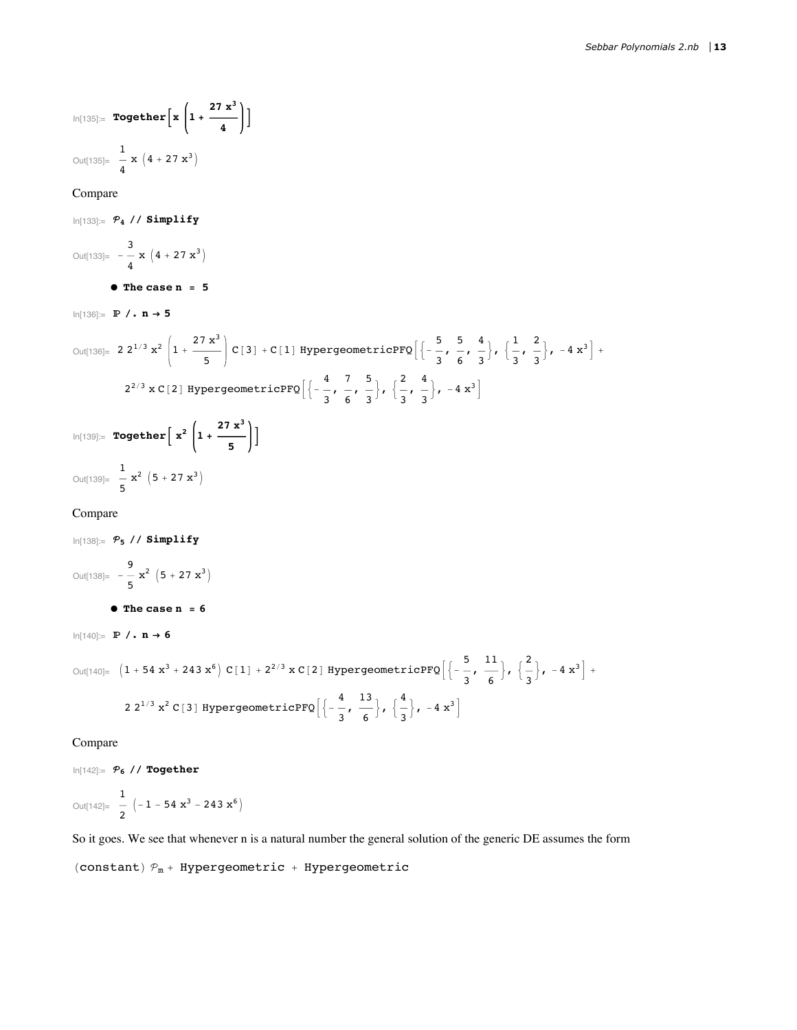In[135]:= $\textbf{Together}\left[x\left(1+\frac{27\,x^3}{4}\right)\right]$

Out[135]= $\frac{1}{4}\,x\,\left(4+27\,x^3\right)$

Compare

In[133]:= $\mathcal{P}_4$ **// Simplify**

Out[133]= $-\frac{3}{4}\,x\,\left(4+27\,x^3\right)$

- **The case n = 5**

In[136]:= **ℙ /. n → 5**

Out[136]= $2\,2^{1/3}\,x^2\left(1+\frac{27\,x^3}{5}\right)\text{C[3]}+\text{C[1] HypergeometricPFQ}\left[\left\{-\frac{5}{3},\frac{5}{6},\frac{4}{3}\right\},\left\{\frac{1}{3},\frac{2}{3}\right\},-4\,x^3\right]+$
$2^{2/3}\,x\,\text{C[2] HypergeometricPFQ}\left[\left\{-\frac{4}{3},\frac{7}{6},\frac{5}{3}\right\},\left\{\frac{2}{3},\frac{4}{3}\right\},-4\,x^3\right]$

In[139]:= $\textbf{Together}\left[x^2\left(1+\frac{27\,x^3}{5}\right)\right]$

Out[139]= $\frac{1}{5}\,x^2\,\left(5+27\,x^3\right)$

Compare

In[138]:= $\mathcal{P}_5$ **// Simplify**

Out[138]= $-\frac{9}{5}\,x^2\,\left(5+27\,x^3\right)$

- **The case n = 6**

In[140]:= **ℙ /. n → 6**

Out[140]= $\left(1+54\,x^3+243\,x^6\right)\text{C[1]}+2^{2/3}\,x\,\text{C[2] HypergeometricPFQ}\left[\left\{-\frac{5}{3},\frac{11}{6}\right\},\left\{\frac{2}{3}\right\},-4\,x^3\right]+$
$2\,2^{1/3}\,x^2\,\text{C[3] HypergeometricPFQ}\left[\left\{-\frac{4}{3},\frac{13}{6}\right\},\left\{\frac{4}{3}\right\},-4\,x^3\right]$

Compare

In[142]:= $\mathcal{P}_6$ **// Together**

Out[142]= $\frac{1}{2}\,\left(-1-54\,x^3-243\,x^6\right)$

So it goes. We see that whenever n is a natural number the general solution of the generic DE assumes the form

(constant) $\mathcal{P}_m$ + Hypergeometric + Hypergeometric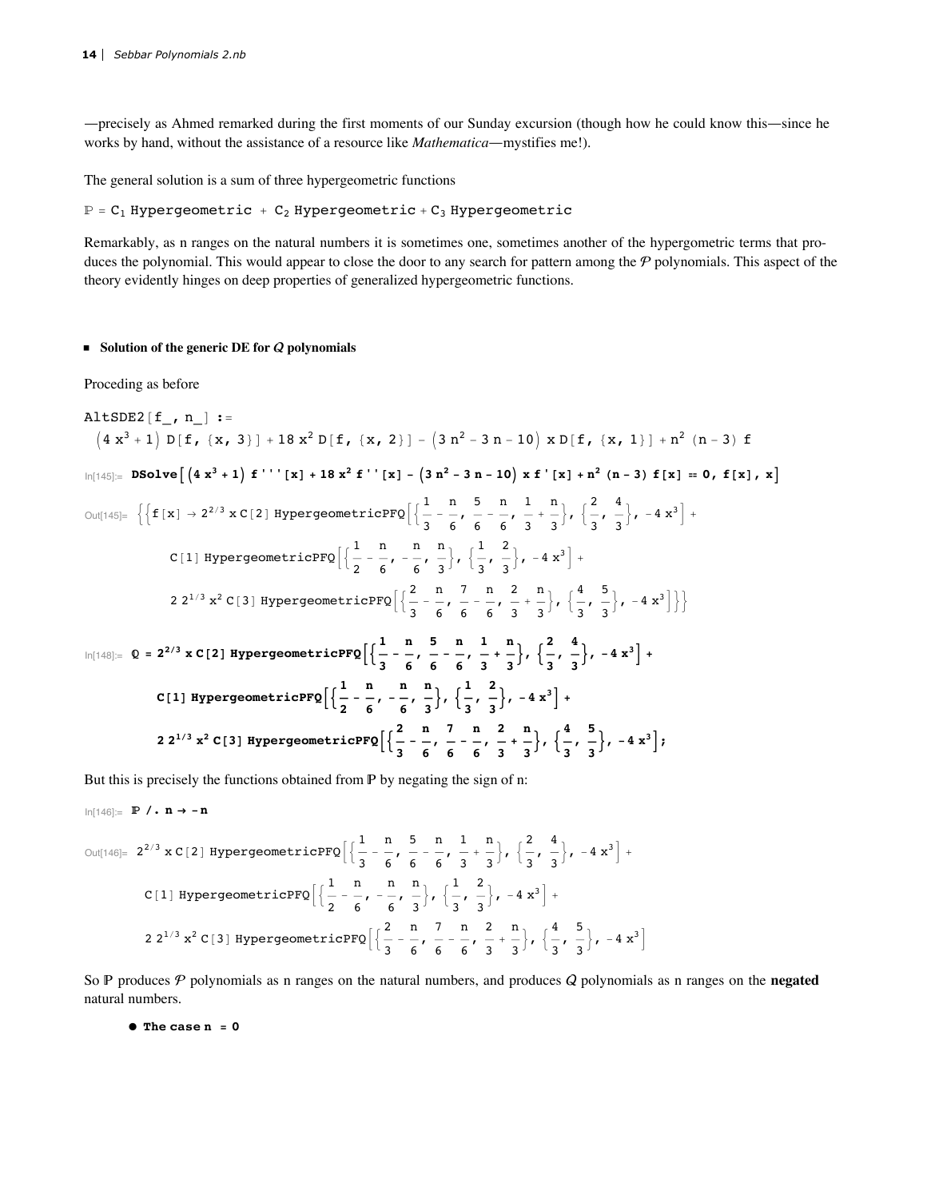—precisely as Ahmed remarked during the first moments of our Sunday excursion (though how he could know this—since he works by hand, without the assistance of a resource like *Mathematica*—mystifies me!).

The general solution is a sum of three hypergeometric functions

$$\mathbb{P} = C_1\,\text{Hypergeometric} + C_2\,\text{Hypergeometric} + C_3\,\text{Hypergeometric}$$

Remarkably, as n ranges on the natural numbers it is sometimes one, sometimes another of the hypergometric terms that produces the polynomial. This would appear to close the door to any search for pattern among the $\mathcal{P}$ polynomials. This aspect of the theory evidently hinges on deep properties of generalized hypergeometric functions.

### Solution of the generic DE for $\mathcal{Q}$ polynomials

Proceding as before

```
AltSDE2[f_, n_] :=
  (4 x^3 + 1) D[f, {x, 3}] + 18 x^2 D[f, {x, 2}] - (3 n^2 - 3 n - 10) x D[f, {x, 1}] + n^2 (n - 3) f
```

```
In[145]:= DSolve[(4 x^3 + 1) f'''[x] + 18 x^2 f''[x] - (3 n^2 - 3 n - 10) x f'[x] + n^2 (n - 3) f[x] == 0, f[x], x]
```

$$\text{Out[145]= } \Big\{\Big\{f[x] \to 2^{2/3}\, x\, C[2]\,\text{HypergeometricPFQ}\Big[\Big\{\frac{1}{3}-\frac{n}{6}, \frac{5}{6}-\frac{n}{6}, \frac{1}{3}+\frac{n}{3}\Big\}, \Big\{\frac{2}{3}, \frac{4}{3}\Big\}, -4x^3\Big] + C[1]\,\text{HypergeometricPFQ}\Big[\Big\{\frac{1}{2}-\frac{n}{6}, -\frac{n}{6}, \frac{n}{3}\Big\}, \Big\{\frac{1}{3}, \frac{2}{3}\Big\}, -4x^3\Big] + 2\,2^{1/3}\, x^2\, C[3]\,\text{HypergeometricPFQ}\Big[\Big\{\frac{2}{3}-\frac{n}{6}, \frac{7}{6}-\frac{n}{6}, \frac{2}{3}+\frac{n}{3}\Big\}, \Big\{\frac{4}{3}, \frac{5}{3}\Big\}, -4x^3\Big]\Big\}\Big\}$$

$$\text{In[148]:= } \mathbb{Q} = 2^{2/3}\, x\, C[2]\,\text{HypergeometricPFQ}\Big[\Big\{\frac{1}{3}-\frac{n}{6}, \frac{5}{6}-\frac{n}{6}, \frac{1}{3}+\frac{n}{3}\Big\}, \Big\{\frac{2}{3}, \frac{4}{3}\Big\}, -4x^3\Big] + C[1]\,\text{HypergeometricPFQ}\Big[\Big\{\frac{1}{2}-\frac{n}{6}, -\frac{n}{6}, \frac{n}{3}\Big\}, \Big\{\frac{1}{3}, \frac{2}{3}\Big\}, -4x^3\Big] + 2\,2^{1/3}\, x^2\, C[3]\,\text{HypergeometricPFQ}\Big[\Big\{\frac{2}{3}-\frac{n}{6}, \frac{7}{6}-\frac{n}{6}, \frac{2}{3}+\frac{n}{3}\Big\}, \Big\{\frac{4}{3}, \frac{5}{3}\Big\}, -4x^3\Big];$$

But this is precisely the functions obtained from $\mathbb{P}$ by negating the sign of n:

```
In[146]:= P /. n → -n
```

$$\text{Out[146]= } 2^{2/3}\, x\, C[2]\,\text{HypergeometricPFQ}\Big[\Big\{\frac{1}{3}-\frac{n}{6}, \frac{5}{6}-\frac{n}{6}, \frac{1}{3}+\frac{n}{3}\Big\}, \Big\{\frac{2}{3}, \frac{4}{3}\Big\}, -4x^3\Big] + C[1]\,\text{HypergeometricPFQ}\Big[\Big\{\frac{1}{2}-\frac{n}{6}, -\frac{n}{6}, \frac{n}{3}\Big\}, \Big\{\frac{1}{3}, \frac{2}{3}\Big\}, -4x^3\Big] + 2\,2^{1/3}\, x^2\, C[3]\,\text{HypergeometricPFQ}\Big[\Big\{\frac{2}{3}-\frac{n}{6}, \frac{7}{6}-\frac{n}{6}, \frac{2}{3}+\frac{n}{3}\Big\}, \Big\{\frac{4}{3}, \frac{5}{3}\Big\}, -4x^3\Big]$$

So $\mathbb{P}$ produces $\mathcal{P}$ polynomials as n ranges on the natural numbers, and produces $\mathcal{Q}$ polynomials as n ranges on the **negated** natural numbers.

- **The case n = 0**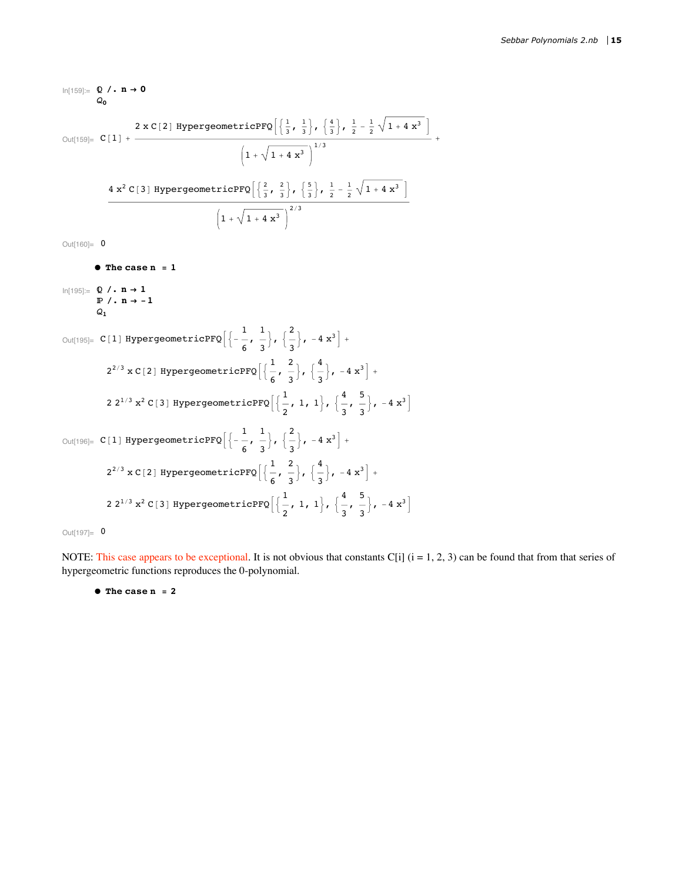In[159]:=

```
ℚ /. n → 0
𝒬₀
```

Out[159]=

$$C[1] + \frac{2\, x\, C[2]\, \text{HypergeometricPFQ}\left[\left\{\frac{1}{3}, \frac{1}{3}\right\}, \left\{\frac{4}{3}\right\}, \frac{1}{2} - \frac{1}{2}\sqrt{1+4x^3}\right]}{\left(1+\sqrt{1+4x^3}\right)^{1/3}} + \frac{4\, x^2\, C[3]\, \text{HypergeometricPFQ}\left[\left\{\frac{2}{3}, \frac{2}{3}\right\}, \left\{\frac{5}{3}\right\}, \frac{1}{2} - \frac{1}{2}\sqrt{1+4x^3}\right]}{\left(1+\sqrt{1+4x^3}\right)^{2/3}}$$

Out[160]= 0

- **The case n = 1**

In[195]:=

```
ℚ /. n → 1
ℙ /. n → -1
𝒬₁
```

Out[195]=

$$C[1]\, \text{HypergeometricPFQ}\left[\left\{-\frac{1}{6}, \frac{1}{3}\right\}, \left\{\frac{2}{3}\right\}, -4x^3\right] + 2^{2/3}\, x\, C[2]\, \text{HypergeometricPFQ}\left[\left\{\frac{1}{6}, \frac{2}{3}\right\}, \left\{\frac{4}{3}\right\}, -4x^3\right] + 2\; 2^{1/3}\, x^2\, C[3]\, \text{HypergeometricPFQ}\left[\left\{\frac{1}{2}, 1, 1\right\}, \left\{\frac{4}{3}, \frac{5}{3}\right\}, -4x^3\right]$$

Out[196]=

$$C[1]\, \text{HypergeometricPFQ}\left[\left\{-\frac{1}{6}, \frac{1}{3}\right\}, \left\{\frac{2}{3}\right\}, -4x^3\right] + 2^{2/3}\, x\, C[2]\, \text{HypergeometricPFQ}\left[\left\{\frac{1}{6}, \frac{2}{3}\right\}, \left\{\frac{4}{3}\right\}, -4x^3\right] + 2\; 2^{1/3}\, x^2\, C[3]\, \text{HypergeometricPFQ}\left[\left\{\frac{1}{2}, 1, 1\right\}, \left\{\frac{4}{3}, \frac{5}{3}\right\}, -4x^3\right]$$

Out[197]= 0

NOTE: This case appears to be exceptional. It is not obvious that constants C[i] (i = 1, 2, 3) can be found that from that series of hypergeometric functions reproduces the 0-polynomial.

- **The case n = 2**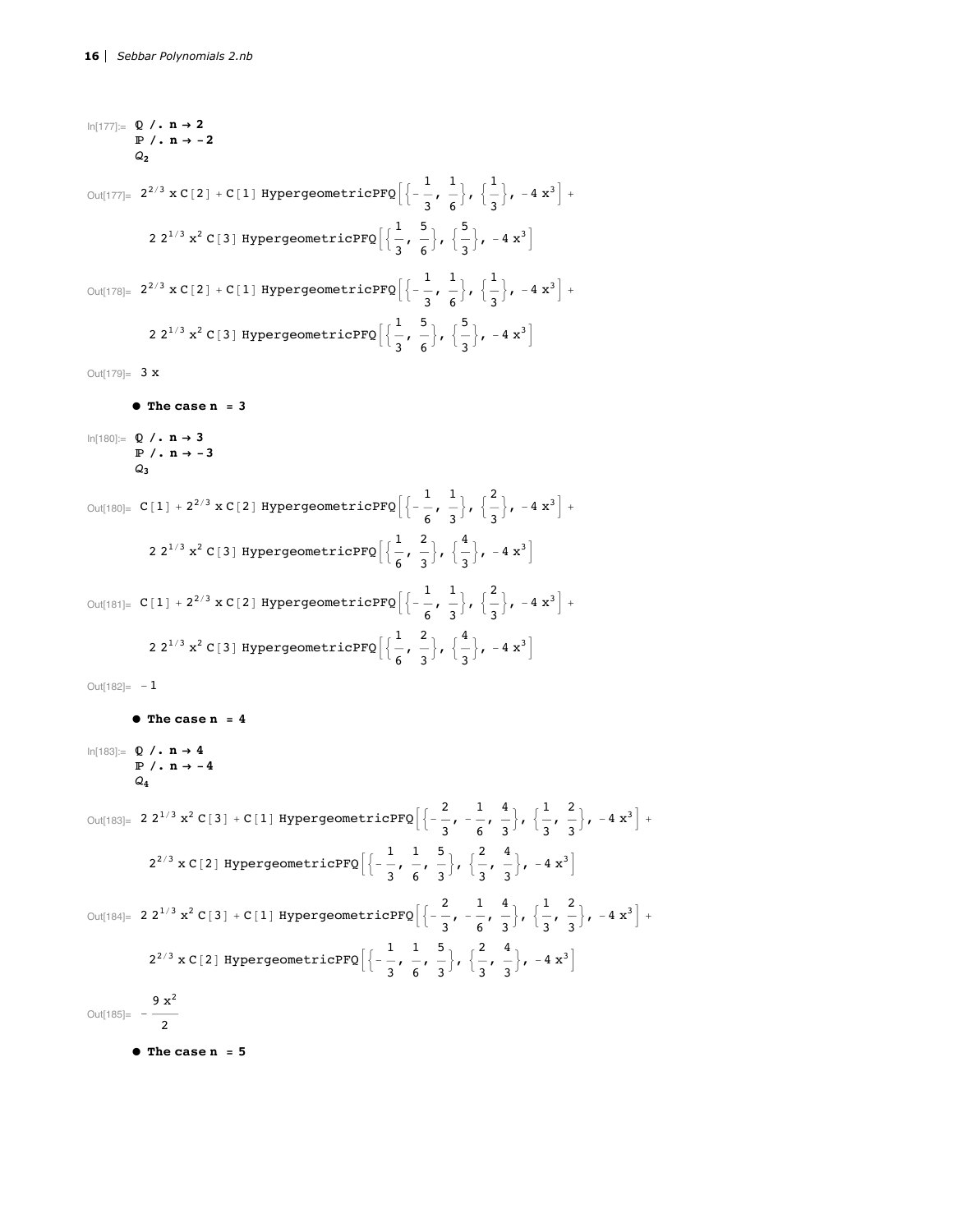In[177]:= $\mathbb{Q}$ /. n → 2

$\mathbb{P}$ /. n → -2

$Q_2$

Out[177]= $2^{2/3}\, x\, C[2] + C[1]\, \text{HypergeometricPFQ}\left[\left\{-\frac{1}{3}, \frac{1}{6}\right\}, \left\{\frac{1}{3}\right\}, -4\, x^3\right] + 2\, 2^{1/3}\, x^2\, C[3]\, \text{HypergeometricPFQ}\left[\left\{\frac{1}{3}, \frac{5}{6}\right\}, \left\{\frac{5}{3}\right\}, -4\, x^3\right]$

Out[178]= $2^{2/3}\, x\, C[2] + C[1]\, \text{HypergeometricPFQ}\left[\left\{-\frac{1}{3}, \frac{1}{6}\right\}, \left\{\frac{1}{3}\right\}, -4\, x^3\right] + 2\, 2^{1/3}\, x^2\, C[3]\, \text{HypergeometricPFQ}\left[\left\{\frac{1}{3}, \frac{5}{6}\right\}, \left\{\frac{5}{3}\right\}, -4\, x^3\right]$

Out[179]= $3\, x$

- **The case n = 3**

In[180]:= $\mathbb{Q}$ /. n → 3

$\mathbb{P}$ /. n → -3

$Q_3$

Out[180]= $C[1] + 2^{2/3}\, x\, C[2]\, \text{HypergeometricPFQ}\left[\left\{-\frac{1}{6}, \frac{1}{3}\right\}, \left\{\frac{2}{3}\right\}, -4\, x^3\right] + 2\, 2^{1/3}\, x^2\, C[3]\, \text{HypergeometricPFQ}\left[\left\{\frac{1}{6}, \frac{2}{3}\right\}, \left\{\frac{4}{3}\right\}, -4\, x^3\right]$

Out[181]= $C[1] + 2^{2/3}\, x\, C[2]\, \text{HypergeometricPFQ}\left[\left\{-\frac{1}{6}, \frac{1}{3}\right\}, \left\{\frac{2}{3}\right\}, -4\, x^3\right] + 2\, 2^{1/3}\, x^2\, C[3]\, \text{HypergeometricPFQ}\left[\left\{\frac{1}{6}, \frac{2}{3}\right\}, \left\{\frac{4}{3}\right\}, -4\, x^3\right]$

Out[182]= $-1$

- **The case n = 4**

In[183]:= $\mathbb{Q}$ /. n → 4

$\mathbb{P}$ /. n → -4

$Q_4$

Out[183]= $2\, 2^{1/3}\, x^2\, C[3] + C[1]\, \text{HypergeometricPFQ}\left[\left\{-\frac{2}{3}, -\frac{1}{6}, \frac{4}{3}\right\}, \left\{\frac{1}{3}, \frac{2}{3}\right\}, -4\, x^3\right] + 2^{2/3}\, x\, C[2]\, \text{HypergeometricPFQ}\left[\left\{-\frac{1}{3}, \frac{1}{6}, \frac{5}{3}\right\}, \left\{\frac{2}{3}, \frac{4}{3}\right\}, -4\, x^3\right]$

Out[184]= $2\, 2^{1/3}\, x^2\, C[3] + C[1]\, \text{HypergeometricPFQ}\left[\left\{-\frac{2}{3}, -\frac{1}{6}, \frac{4}{3}\right\}, \left\{\frac{1}{3}, \frac{2}{3}\right\}, -4\, x^3\right] + 2^{2/3}\, x\, C[2]\, \text{HypergeometricPFQ}\left[\left\{-\frac{1}{3}, \frac{1}{6}, \frac{5}{3}\right\}, \left\{\frac{2}{3}, \frac{4}{3}\right\}, -4\, x^3\right]$

Out[185]= $-\frac{9\, x^2}{2}$

- **The case n = 5**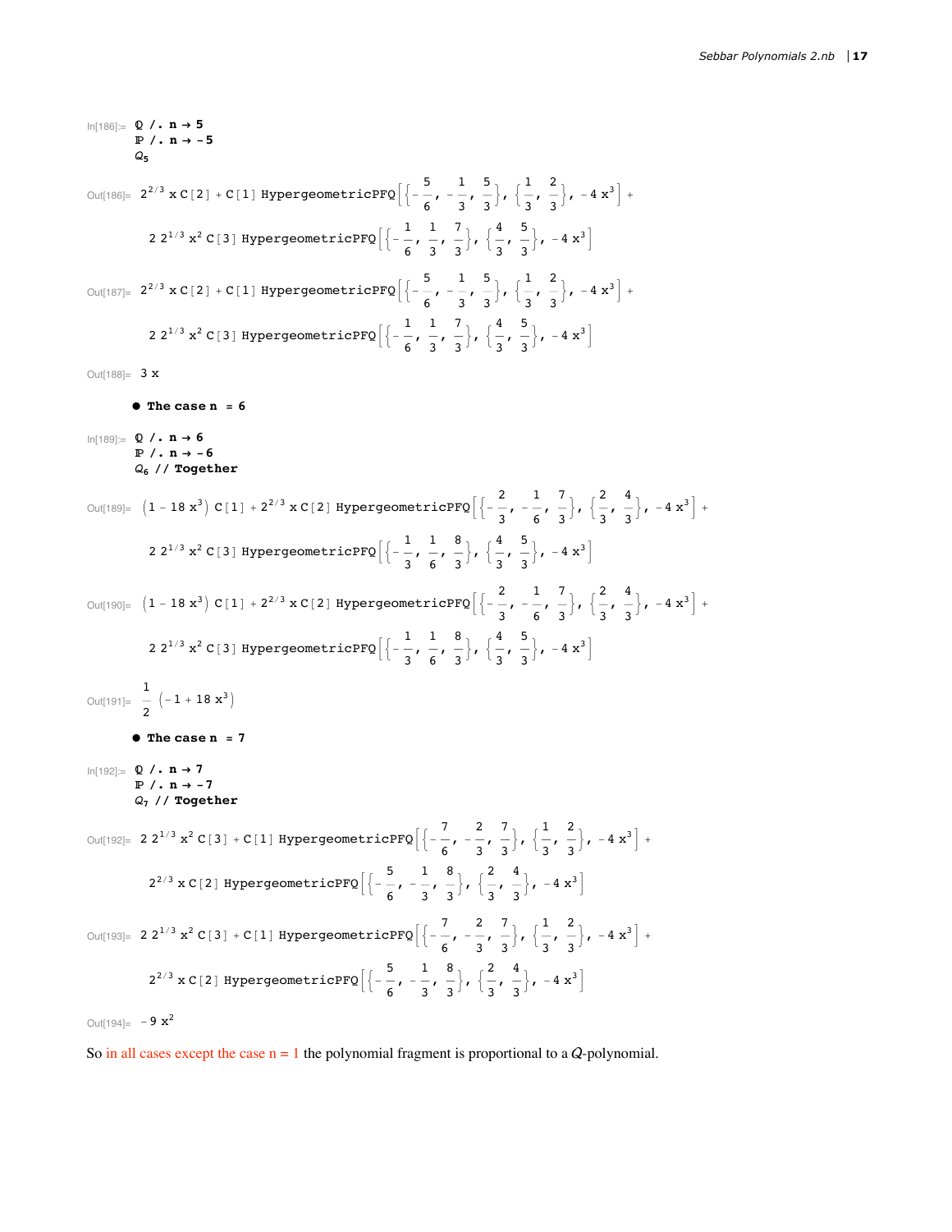```
In[186]:= ℚ /. n → 5
          ℙ /. n → -5
          Q5
```

$$\text{Out[186]= } 2^{2/3}\, x\, C[2] + C[1]\, \text{HypergeometricPFQ}\left[\left\{-\frac{5}{6}, -\frac{1}{3}, \frac{5}{3}\right\}, \left\{\frac{1}{3}, \frac{2}{3}\right\}, -4 x^3\right] + 2\, 2^{1/3} x^2\, C[3]\, \text{HypergeometricPFQ}\left[\left\{-\frac{1}{6}, \frac{1}{3}, \frac{7}{3}\right\}, \left\{\frac{4}{3}, \frac{5}{3}\right\}, -4 x^3\right]$$

$$\text{Out[187]= } 2^{2/3}\, x\, C[2] + C[1]\, \text{HypergeometricPFQ}\left[\left\{-\frac{5}{6}, -\frac{1}{3}, \frac{5}{3}\right\}, \left\{\frac{1}{3}, \frac{2}{3}\right\}, -4 x^3\right] + 2\, 2^{1/3} x^2\, C[3]\, \text{HypergeometricPFQ}\left[\left\{-\frac{1}{6}, \frac{1}{3}, \frac{7}{3}\right\}, \left\{\frac{4}{3}, \frac{5}{3}\right\}, -4 x^3\right]$$

$$\text{Out[188]= } 3 x$$

- **The case n = 6**

```
In[189]:= ℚ /. n → 6
          ℙ /. n → -6
          Q6 // Together
```

$$\text{Out[189]= } \left(1 - 18 x^3\right) C[1] + 2^{2/3}\, x\, C[2]\, \text{HypergeometricPFQ}\left[\left\{-\frac{2}{3}, -\frac{1}{6}, \frac{7}{3}\right\}, \left\{\frac{2}{3}, \frac{4}{3}\right\}, -4 x^3\right] + 2\, 2^{1/3} x^2\, C[3]\, \text{HypergeometricPFQ}\left[\left\{-\frac{1}{3}, \frac{1}{6}, \frac{8}{3}\right\}, \left\{\frac{4}{3}, \frac{5}{3}\right\}, -4 x^3\right]$$

$$\text{Out[190]= } \left(1 - 18 x^3\right) C[1] + 2^{2/3}\, x\, C[2]\, \text{HypergeometricPFQ}\left[\left\{-\frac{2}{3}, -\frac{1}{6}, \frac{7}{3}\right\}, \left\{\frac{2}{3}, \frac{4}{3}\right\}, -4 x^3\right] + 2\, 2^{1/3} x^2\, C[3]\, \text{HypergeometricPFQ}\left[\left\{-\frac{1}{3}, \frac{1}{6}, \frac{8}{3}\right\}, \left\{\frac{4}{3}, \frac{5}{3}\right\}, -4 x^3\right]$$

$$\text{Out[191]= } \frac{1}{2}\left(-1 + 18 x^3\right)$$

- **The case n = 7**

```
In[192]:= ℚ /. n → 7
          ℙ /. n → -7
          Q7 // Together
```

$$\text{Out[192]= } 2\, 2^{1/3} x^2\, C[3] + C[1]\, \text{HypergeometricPFQ}\left[\left\{-\frac{7}{6}, -\frac{2}{3}, \frac{7}{3}\right\}, \left\{\frac{1}{3}, \frac{2}{3}\right\}, -4 x^3\right] + 2^{2/3}\, x\, C[2]\, \text{HypergeometricPFQ}\left[\left\{-\frac{5}{6}, -\frac{1}{3}, \frac{8}{3}\right\}, \left\{\frac{2}{3}, \frac{4}{3}\right\}, -4 x^3\right]$$

$$\text{Out[193]= } 2\, 2^{1/3} x^2\, C[3] + C[1]\, \text{HypergeometricPFQ}\left[\left\{-\frac{7}{6}, -\frac{2}{3}, \frac{7}{3}\right\}, \left\{\frac{1}{3}, \frac{2}{3}\right\}, -4 x^3\right] + 2^{2/3}\, x\, C[2]\, \text{HypergeometricPFQ}\left[\left\{-\frac{5}{6}, -\frac{1}{3}, \frac{8}{3}\right\}, \left\{\frac{2}{3}, \frac{4}{3}\right\}, -4 x^3\right]$$

$$\text{Out[194]= } -9 x^2$$

So in all cases except the case n = 1 the polynomial fragment is proportional to a $Q$-polynomial.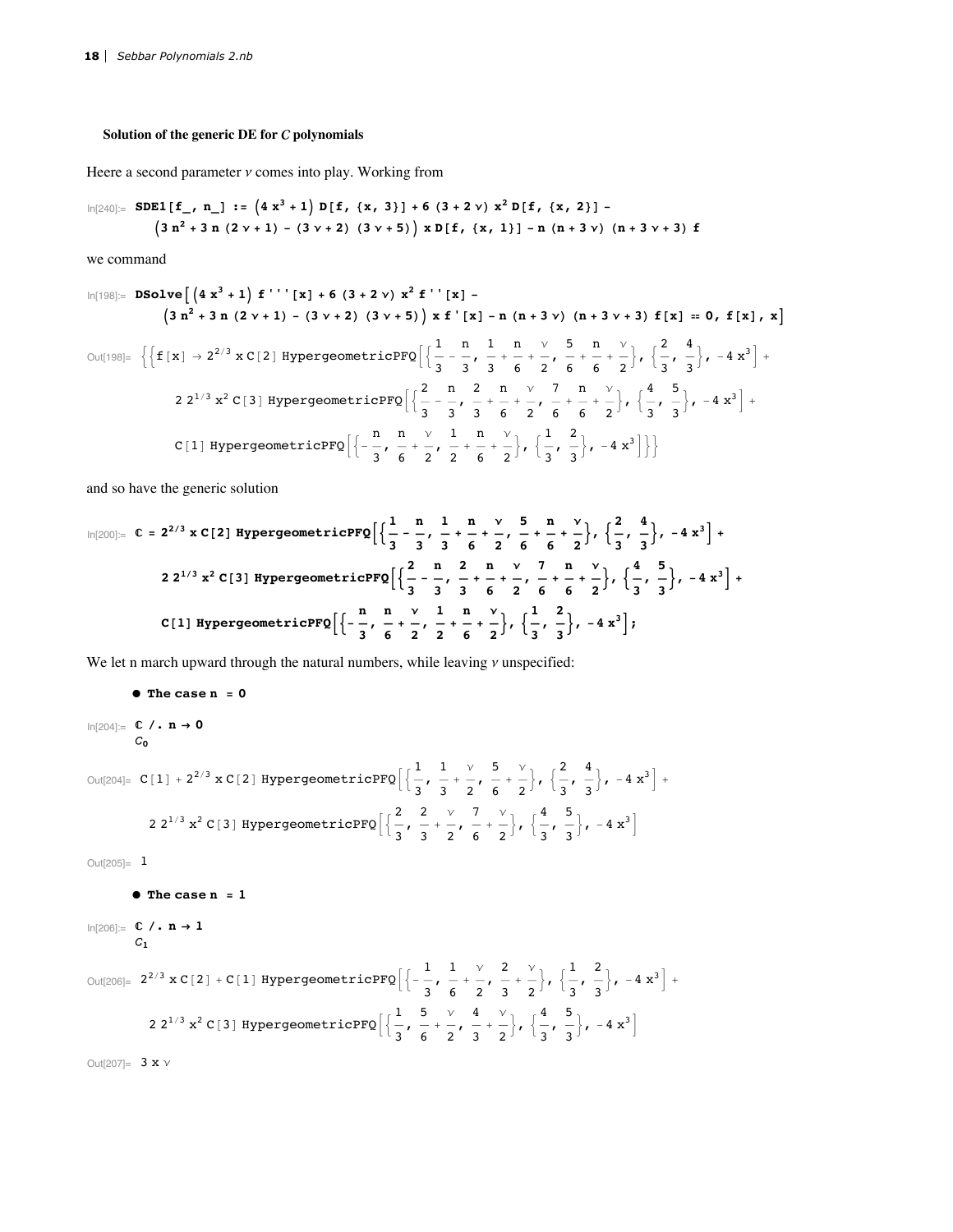### Solution of the generic DE for *C* polynomials

Heere a second parameter $\nu$ comes into play. Working from

```
In[240]:= SDE1[f_, n_] := (4 x^3 + 1) D[f, {x, 3}] + 6 (3 + 2 ν) x^2 D[f, {x, 2}] -
          (3 n^2 + 3 n (2 ν + 1) - (3 ν + 2) (3 ν + 5)) x D[f, {x, 1}] - n (n + 3 ν) (n + 3 ν + 3) f
```

we command

```
In[198]:= DSolve[(4 x^3 + 1) f'''[x] + 6 (3 + 2 ν) x^2 f''[x] -
          (3 n^2 + 3 n (2 ν + 1) - (3 ν + 2) (3 ν + 5)) x f'[x] - n (n + 3 ν) (n + 3 ν + 3) f[x] == 0, f[x], x]
```

$$\text{Out[198]= } \left\{\left\{f[x] \to 2^{2/3}\, x\, C[2]\, \text{HypergeometricPFQ}\left[\left\{\frac{1}{3}-\frac{n}{3},\ \frac{1}{3}+\frac{n}{6}+\frac{\nu}{2},\ \frac{5}{6}+\frac{n}{6}+\frac{\nu}{2}\right\},\ \left\{\frac{2}{3},\ \frac{4}{3}\right\},\ -4x^3\right] + 2\, 2^{1/3}\, x^2\, C[3]\, \text{HypergeometricPFQ}\left[\left\{\frac{2}{3}-\frac{n}{3},\ \frac{2}{3}+\frac{n}{6}+\frac{\nu}{2},\ \frac{7}{6}+\frac{n}{6}+\frac{\nu}{2}\right\},\ \left\{\frac{4}{3},\ \frac{5}{3}\right\},\ -4x^3\right] + C[1]\, \text{HypergeometricPFQ}\left[\left\{-\frac{n}{3},\ \frac{n}{6}+\frac{\nu}{2},\ \frac{1}{2}+\frac{n}{6}+\frac{\nu}{2}\right\},\ \left\{\frac{1}{3},\ \frac{2}{3}\right\},\ -4x^3\right]\right\}\right\}$$

and so have the generic solution

$$\text{In[200]:= } \mathbb{C} = 2^{2/3}\, x\, C[2]\, \text{HypergeometricPFQ}\left[\left\{\frac{1}{3}-\frac{n}{3},\ \frac{1}{3}+\frac{n}{6}+\frac{\nu}{2},\ \frac{5}{6}+\frac{n}{6}+\frac{\nu}{2}\right\},\ \left\{\frac{2}{3},\ \frac{4}{3}\right\},\ -4x^3\right] + 2\, 2^{1/3}\, x^2\, C[3]\, \text{HypergeometricPFQ}\left[\left\{\frac{2}{3}-\frac{n}{3},\ \frac{2}{3}+\frac{n}{6}+\frac{\nu}{2},\ \frac{7}{6}+\frac{n}{6}+\frac{\nu}{2}\right\},\ \left\{\frac{4}{3},\ \frac{5}{3}\right\},\ -4x^3\right] + C[1]\, \text{HypergeometricPFQ}\left[\left\{-\frac{n}{3},\ \frac{n}{6}+\frac{\nu}{2},\ \frac{1}{2}+\frac{n}{6}+\frac{\nu}{2}\right\},\ \left\{\frac{1}{3},\ \frac{2}{3}\right\},\ -4x^3\right];$$

We let n march upward through the natural numbers, while leaving $\nu$ unspecified:

- **The case n = 0**

```
In[204]:= ℂ /. n → 0
          C0
```

$$\text{Out[204]= } C[1] + 2^{2/3}\, x\, C[2]\, \text{HypergeometricPFQ}\left[\left\{\frac{1}{3},\ \frac{1}{3}+\frac{\nu}{2},\ \frac{5}{6}+\frac{\nu}{2}\right\},\ \left\{\frac{2}{3},\ \frac{4}{3}\right\},\ -4x^3\right] + 2\, 2^{1/3}\, x^2\, C[3]\, \text{HypergeometricPFQ}\left[\left\{\frac{2}{3},\ \frac{2}{3}+\frac{\nu}{2},\ \frac{7}{6}+\frac{\nu}{2}\right\},\ \left\{\frac{4}{3},\ \frac{5}{3}\right\},\ -4x^3\right]$$

Out[205]= 1

- **The case n = 1**

```
In[206]:= ℂ /. n → 1
          C1
```

$$\text{Out[206]= } 2^{2/3}\, x\, C[2] + C[1]\, \text{HypergeometricPFQ}\left[\left\{-\frac{1}{3},\ \frac{1}{6}+\frac{\nu}{2},\ \frac{2}{3}+\frac{\nu}{2}\right\},\ \left\{\frac{1}{3},\ \frac{2}{3}\right\},\ -4x^3\right] + 2\, 2^{1/3}\, x^2\, C[3]\, \text{HypergeometricPFQ}\left[\left\{\frac{1}{3},\ \frac{5}{6}+\frac{\nu}{2},\ \frac{4}{3}+\frac{\nu}{2}\right\},\ \left\{\frac{4}{3},\ \frac{5}{3}\right\},\ -4x^3\right]$$

Out[207]= $3\, x\, \nu$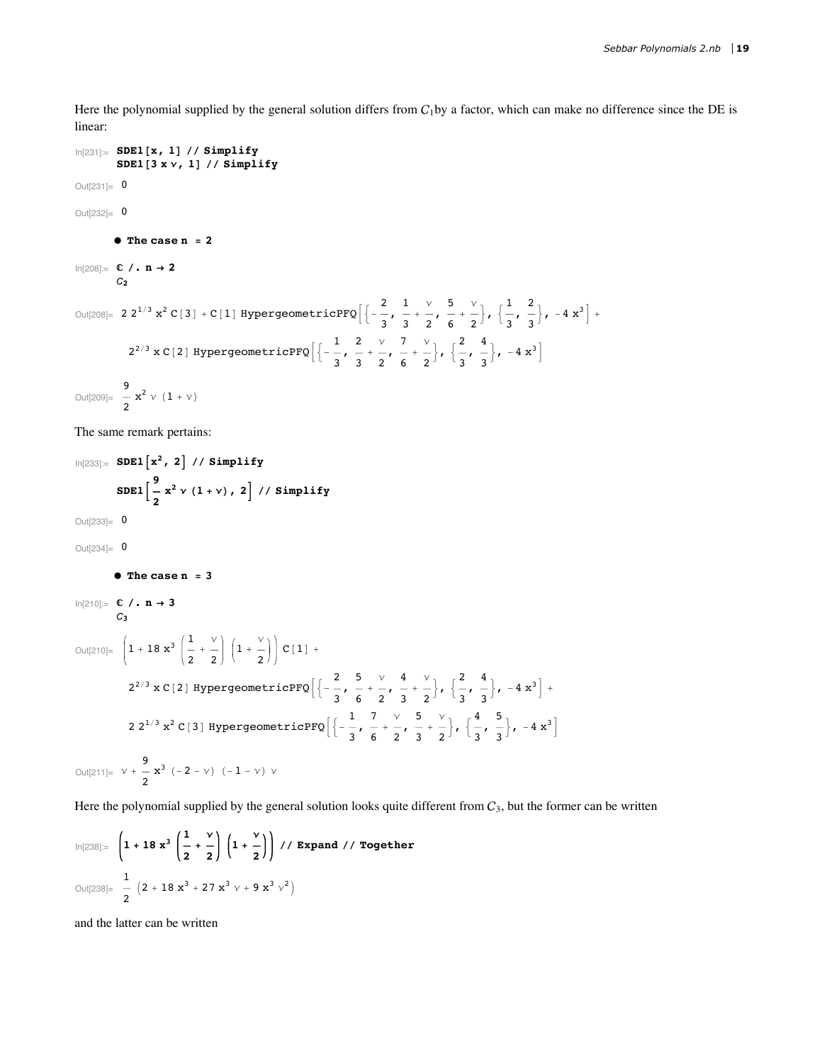Here the polynomial supplied by the general solution differs from $C_1$by a factor, which can make no difference since the DE is linear:

```
In[231]:= SDE1[x, 1] // Simplify
          SDE1[3 x ν, 1] // Simplify

Out[231]= 0

Out[232]= 0
```

- **The case n = 2**

```
In[208]:= ℂ /. n → 2
          C₂
```

$$\text{Out[208]= } 2\, 2^{1/3}\, x^2\, C[3] + C[1]\, \text{HypergeometricPFQ}\left[\left\{-\frac{2}{3}, \frac{1}{3}+\frac{\nu}{2}, \frac{5}{6}+\frac{\nu}{2}\right\}, \left\{\frac{1}{3}, \frac{2}{3}\right\}, -4\, x^3\right] + 2^{2/3}\, x\, C[2]\, \text{HypergeometricPFQ}\left[\left\{-\frac{1}{3}, \frac{2}{3}+\frac{\nu}{2}, \frac{7}{6}+\frac{\nu}{2}\right\}, \left\{\frac{2}{3}, \frac{4}{3}\right\}, -4\, x^3\right]$$

$$\text{Out[209]= } \frac{9}{2}\, x^2\, \nu\, (1+\nu)$$

The same remark pertains:

```
In[233]:= SDE1[x^2, 2] // Simplify
          SDE1[9/2 x^2 ν (1 + ν), 2] // Simplify

Out[233]= 0

Out[234]= 0
```

- **The case n = 3**

```
In[210]:= ℂ /. n → 3
          C₃
```

$$\text{Out[210]= } \left(1 + 18\, x^3 \left(\frac{1}{2}+\frac{\nu}{2}\right)\left(1+\frac{\nu}{2}\right)\right) C[1] + 2^{2/3}\, x\, C[2]\, \text{HypergeometricPFQ}\left[\left\{-\frac{2}{3}, \frac{5}{6}+\frac{\nu}{2}, \frac{4}{3}+\frac{\nu}{2}\right\}, \left\{\frac{2}{3}, \frac{4}{3}\right\}, -4\, x^3\right] + 2\, 2^{1/3}\, x^2\, C[3]\, \text{HypergeometricPFQ}\left[\left\{-\frac{1}{3}, \frac{7}{6}+\frac{\nu}{2}, \frac{5}{3}+\frac{\nu}{2}\right\}, \left\{\frac{4}{3}, \frac{5}{3}\right\}, -4\, x^3\right]$$

$$\text{Out[211]= } \nu + \frac{9}{2}\, x^3\, (-2-\nu)\, (-1-\nu)\, \nu$$

Here the polynomial supplied by the general solution looks quite different from $C_3$, but the former can be written

```
In[238]:= (1 + 18 x^3 (1/2 + ν/2) (1 + ν/2)) // Expand // Together
```

$$\text{Out[238]= } \frac{1}{2}\left(2 + 18\, x^3 + 27\, x^3\, \nu + 9\, x^3\, \nu^2\right)$$

and the latter can be written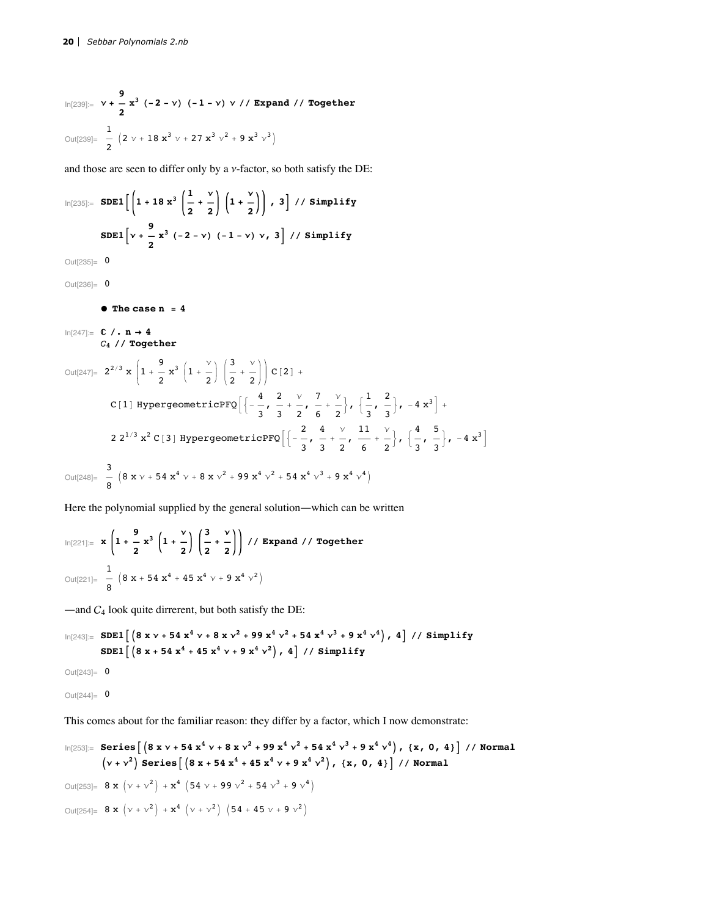In[239]:= $\nu + \frac{9}{2} x^3 (-2-\nu)(-1-\nu)\nu$ **// Expand // Together**

Out[239]= $\frac{1}{2}\left(2\nu + 18x^3\nu + 27x^3\nu^2 + 9x^3\nu^3\right)$

and those are seen to differ only by a $\nu$-factor, so both satisfy the DE:

In[235]:= **SDE1**$\left[\left(1 + 18x^3\left(\frac{1}{2}+\frac{\nu}{2}\right)\left(1+\frac{\nu}{2}\right)\right), 3\right]$ **// Simplify**

**SDE1**$\left[\nu + \frac{9}{2}x^3(-2-\nu)(-1-\nu)\nu, 3\right]$ **// Simplify**

Out[235]= 0

Out[236]= 0

- **The case n = 4**

In[247]:= **C /. n → 4**

$C_4$ **// Together**

Out[247]= $2^{2/3}\, x\left(1 + \frac{9}{2}x^3\left(1+\frac{\nu}{2}\right)\left(\frac{3}{2}+\frac{\nu}{2}\right)\right)$ C[2] +

C[1] HypergeometricPFQ$\left[\left\{-\frac{4}{3}, \frac{2}{3}+\frac{\nu}{2}, \frac{7}{6}+\frac{\nu}{2}\right\}, \left\{\frac{1}{3}, \frac{2}{3}\right\}, -4x^3\right]$ +

$2\,2^{1/3}\,x^2$ C[3] HypergeometricPFQ$\left[\left\{-\frac{2}{3}, \frac{4}{3}+\frac{\nu}{2}, \frac{11}{6}+\frac{\nu}{2}\right\}, \left\{\frac{4}{3}, \frac{5}{3}\right\}, -4x^3\right]$

Out[248]= $\frac{3}{8}\left(8x\nu + 54x^4\nu + 8x\nu^2 + 99x^4\nu^2 + 54x^4\nu^3 + 9x^4\nu^4\right)$

Here the polynomial supplied by the general solution—which can be written

In[221]:= $x\left(1 + \frac{9}{2}x^3\left(1+\frac{\nu}{2}\right)\left(\frac{3}{2}+\frac{\nu}{2}\right)\right)$ **// Expand // Together**

Out[221]= $\frac{1}{8}\left(8x + 54x^4 + 45x^4\nu + 9x^4\nu^2\right)$

—and $C_4$ look quite dirrerent, but both satisfy the DE:

In[243]:= **SDE1**$\left[\left(8x\nu + 54x^4\nu + 8x\nu^2 + 99x^4\nu^2 + 54x^4\nu^3 + 9x^4\nu^4\right), 4\right]$ **// Simplify**

**SDE1**$\left[\left(8x + 54x^4 + 45x^4\nu + 9x^4\nu^2\right), 4\right]$ **// Simplify**

Out[243]= 0

Out[244]= 0

This comes about for the familiar reason: they differ by a factor, which I now demonstrate:

In[253]:= **Series**$\left[\left(8x\nu + 54x^4\nu + 8x\nu^2 + 99x^4\nu^2 + 54x^4\nu^3 + 9x^4\nu^4\right), \{x, 0, 4\}\right]$ **// Normal**

$\left(\nu+\nu^2\right)$ **Series**$\left[\left(8x + 54x^4 + 45x^4\nu + 9x^4\nu^2\right), \{x, 0, 4\}\right]$ **// Normal**

Out[253]= $8x\left(\nu+\nu^2\right) + x^4\left(54\nu + 99\nu^2 + 54\nu^3 + 9\nu^4\right)$

Out[254]= $8x\left(\nu+\nu^2\right) + x^4\left(\nu+\nu^2\right)\left(54 + 45\nu + 9\nu^2\right)$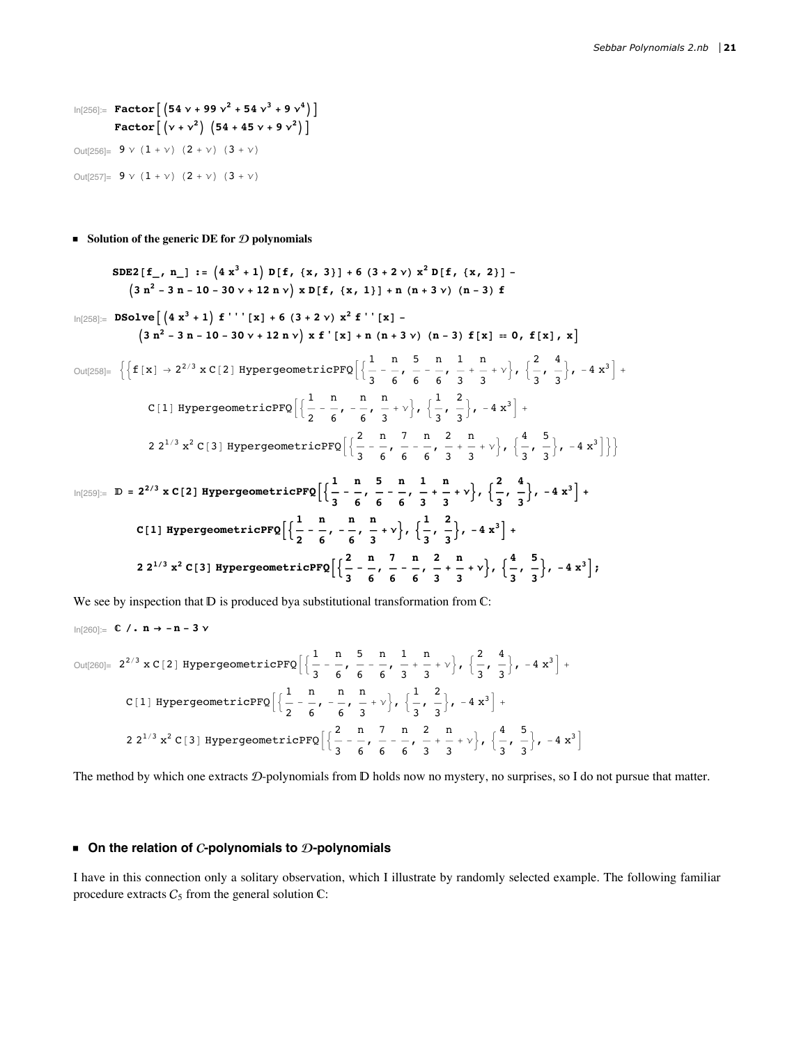In[256]:=
```
Factor[ (54 ν + 99 ν^2 + 54 ν^3 + 9 ν^4) ]
Factor[ (ν + ν^2) (54 + 45 ν + 9 ν^2) ]
```

Out[256]= $9\,\nu\,(1+\nu)\,(2+\nu)\,(3+\nu)$

Out[257]= $9\,\nu\,(1+\nu)\,(2+\nu)\,(3+\nu)$

- **Solution of the generic DE for $\mathcal{D}$ polynomials**

```
SDE2[f_, n_] := (4 x^3 + 1) D[f, {x, 3}] + 6 (3 + 2 ν) x^2 D[f, {x, 2}] -
   (3 n^2 - 3 n - 10 - 30 ν + 12 n ν) x D[f, {x, 1}] + n (n + 3 ν) (n - 3) f
```

In[258]:=
```
DSolve[ (4 x^3 + 1) f'''[x] + 6 (3 + 2 ν) x^2 f''[x] -
   (3 n^2 - 3 n - 10 - 30 ν + 12 n ν) x f'[x] + n (n + 3 ν) (n - 3) f[x] == 0, f[x], x]
```

Out[258]=

$$\Big\{\Big\{f[x]\to 2^{2/3}\,x\,C[2]\,\text{HypergeometricPFQ}\Big[\Big\{\frac{1}{3}-\frac{n}{6},\ \frac{5}{6}-\frac{n}{6},\ \frac{1}{3}+\frac{n}{3}+\nu\Big\},\ \Big\{\frac{2}{3},\ \frac{4}{3}\Big\},\ -4\,x^3\Big]+$$
$$C[1]\,\text{HypergeometricPFQ}\Big[\Big\{\frac{1}{2}-\frac{n}{6},\ -\frac{n}{6},\ \frac{n}{3}+\nu\Big\},\ \Big\{\frac{1}{3},\ \frac{2}{3}\Big\},\ -4\,x^3\Big]+$$
$$2\,2^{1/3}\,x^2\,C[3]\,\text{HypergeometricPFQ}\Big[\Big\{\frac{2}{3}-\frac{n}{6},\ \frac{7}{6}-\frac{n}{6},\ \frac{2}{3}+\frac{n}{3}+\nu\Big\},\ \Big\{\frac{4}{3},\ \frac{5}{3}\Big\},\ -4\,x^3\Big]\Big\}\Big\}$$

In[259]:=
```
D = 2^(2/3) x C[2] HypergeometricPFQ[{1/3 - n/6, 5/6 - n/6, 1/3 + n/3 + ν}, {2/3, 4/3}, -4 x^3] +
   C[1] HypergeometricPFQ[{1/2 - n/6, -n/6, n/3 + ν}, {1/3, 2/3}, -4 x^3] +
   2 2^(1/3) x^2 C[3] HypergeometricPFQ[{2/3 - n/6, 7/6 - n/6, 2/3 + n/3 + ν}, {4/3, 5/3}, -4 x^3];
```

We see by inspection that $\mathbb{D}$ is produced bya substitutional transformation from $\mathbb{C}$:

In[260]:=
```
C /. n → -n - 3 ν
```

Out[260]=

$$2^{2/3}\,x\,C[2]\,\text{HypergeometricPFQ}\Big[\Big\{\frac{1}{3}-\frac{n}{6},\ \frac{5}{6}-\frac{n}{6},\ \frac{1}{3}+\frac{n}{3}+\nu\Big\},\ \Big\{\frac{2}{3},\ \frac{4}{3}\Big\},\ -4\,x^3\Big]+$$
$$C[1]\,\text{HypergeometricPFQ}\Big[\Big\{\frac{1}{2}-\frac{n}{6},\ -\frac{n}{6},\ \frac{n}{3}+\nu\Big\},\ \Big\{\frac{1}{3},\ \frac{2}{3}\Big\},\ -4\,x^3\Big]+$$
$$2\,2^{1/3}\,x^2\,C[3]\,\text{HypergeometricPFQ}\Big[\Big\{\frac{2}{3}-\frac{n}{6},\ \frac{7}{6}-\frac{n}{6},\ \frac{2}{3}+\frac{n}{3}+\nu\Big\},\ \Big\{\frac{4}{3},\ \frac{5}{3}\Big\},\ -4\,x^3\Big]$$

The method by which one extracts $\mathcal{D}$-polynomials from $\mathbb{D}$ holds now no mystery, no surprises, so I do not pursue that matter.

- **On the relation of $\mathcal{C}$-polynomials to $\mathcal{D}$-polynomials**

I have in this connection only a solitary observation, which I illustrate by randomly selected example. The following familiar procedure extracts $C_5$ from the general solution $\mathbb{C}$: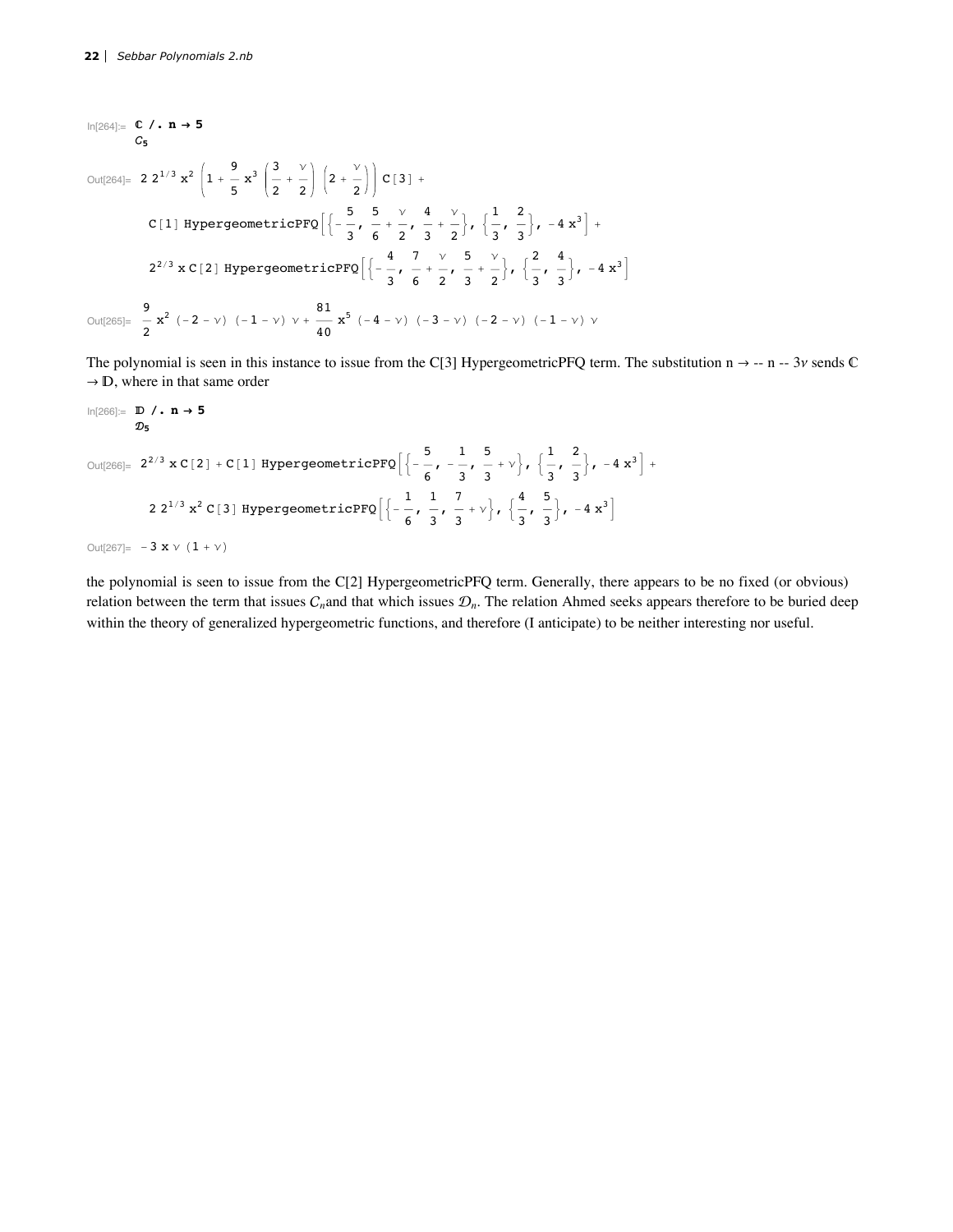In[264]:= $\mathbb{C}$ /. n → 5
$\mathcal{C}_5$

Out[264]= $2\,2^{1/3}\,x^2\left(1+\frac{9}{5}x^3\left(\frac{3}{2}+\frac{\nu}{2}\right)\left(2+\frac{\nu}{2}\right)\right)$ C[3] +
C[1] HypergeometricPFQ$\left[\left\{-\frac{5}{3},\frac{5}{6}+\frac{\nu}{2},\frac{4}{3}+\frac{\nu}{2}\right\},\left\{\frac{1}{3},\frac{2}{3}\right\},-4\,x^3\right]$ +
$2^{2/3}$ x C[2] HypergeometricPFQ$\left[\left\{-\frac{4}{3},\frac{7}{6}+\frac{\nu}{2},\frac{5}{3}+\frac{\nu}{2}\right\},\left\{\frac{2}{3},\frac{4}{3}\right\},-4\,x^3\right]$

Out[265]= $\frac{9}{2}x^2(-2-\nu)(-1-\nu)\nu+\frac{81}{40}x^5(-4-\nu)(-3-\nu)(-2-\nu)(-1-\nu)\nu$

The polynomial is seen in this instance to issue from the C[3] HypergeometricPFQ term. The substitution n → -- n -- 3$\nu$ sends $\mathbb{C}$ → $\mathbb{D}$, where in that same order

In[266]:= $\mathbb{D}$ /. n → 5
$\mathcal{D}_5$

Out[266]= $2^{2/3}$ x C[2] + C[1] HypergeometricPFQ$\left[\left\{-\frac{5}{6},-\frac{1}{3},\frac{5}{3}+\nu\right\},\left\{\frac{1}{3},\frac{2}{3}\right\},-4\,x^3\right]$ +
$2\,2^{1/3}\,x^2$ C[3] HypergeometricPFQ$\left[\left\{-\frac{1}{6},\frac{1}{3},\frac{7}{3}+\nu\right\},\left\{\frac{4}{3},\frac{5}{3}\right\},-4\,x^3\right]$

Out[267]= $-3\,x\,\nu\,(1+\nu)$

the polynomial is seen to issue from the C[2] HypergeometricPFQ term. Generally, there appears to be no fixed (or obvious) relation between the term that issues $\mathcal{C}_n$and that which issues $\mathcal{D}_n$. The relation Ahmed seeks appears therefore to be buried deep within the theory of generalized hypergeometric functions, and therefore (I anticipate) to be neither interesting nor useful.